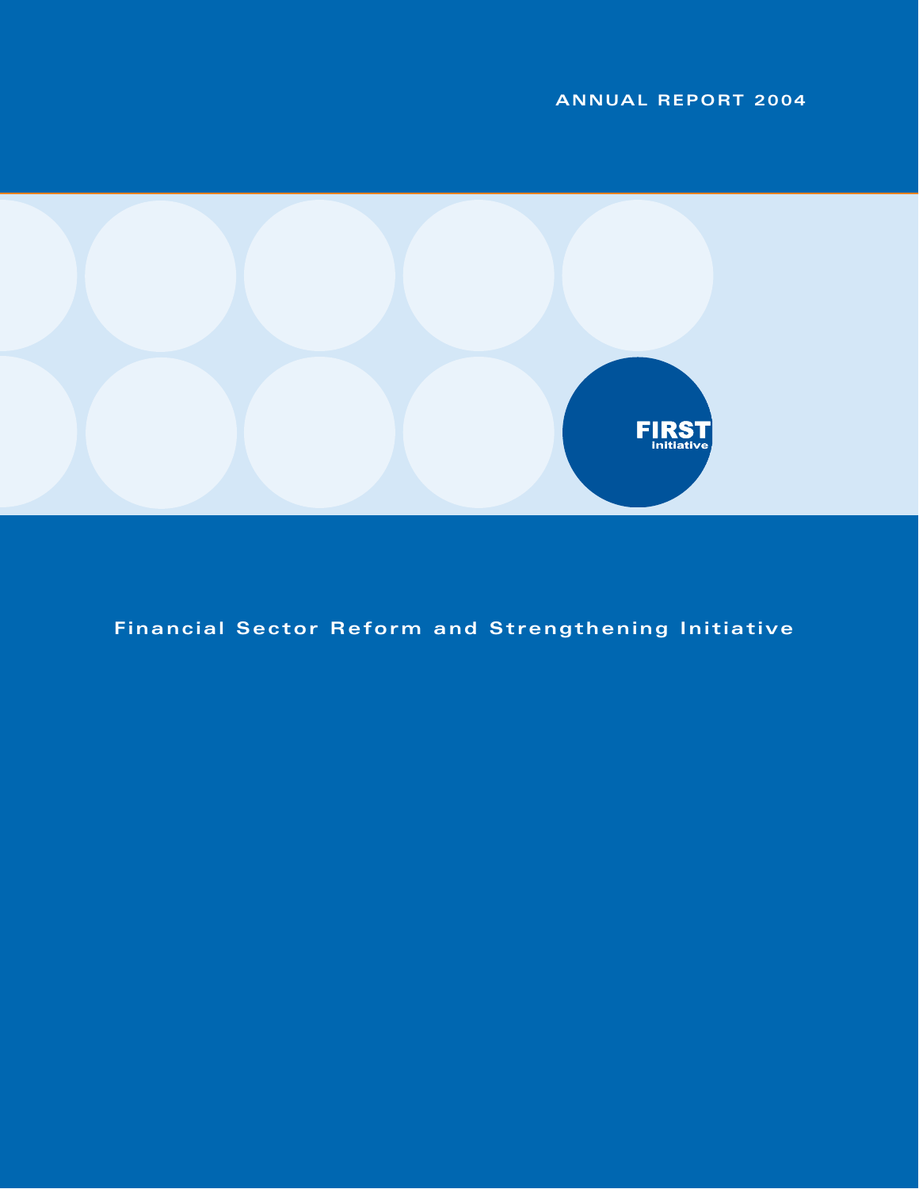ANNUAL REPORT 2004

FIRST
Initiative

# Financial Sector Reform and Strengthening Initiative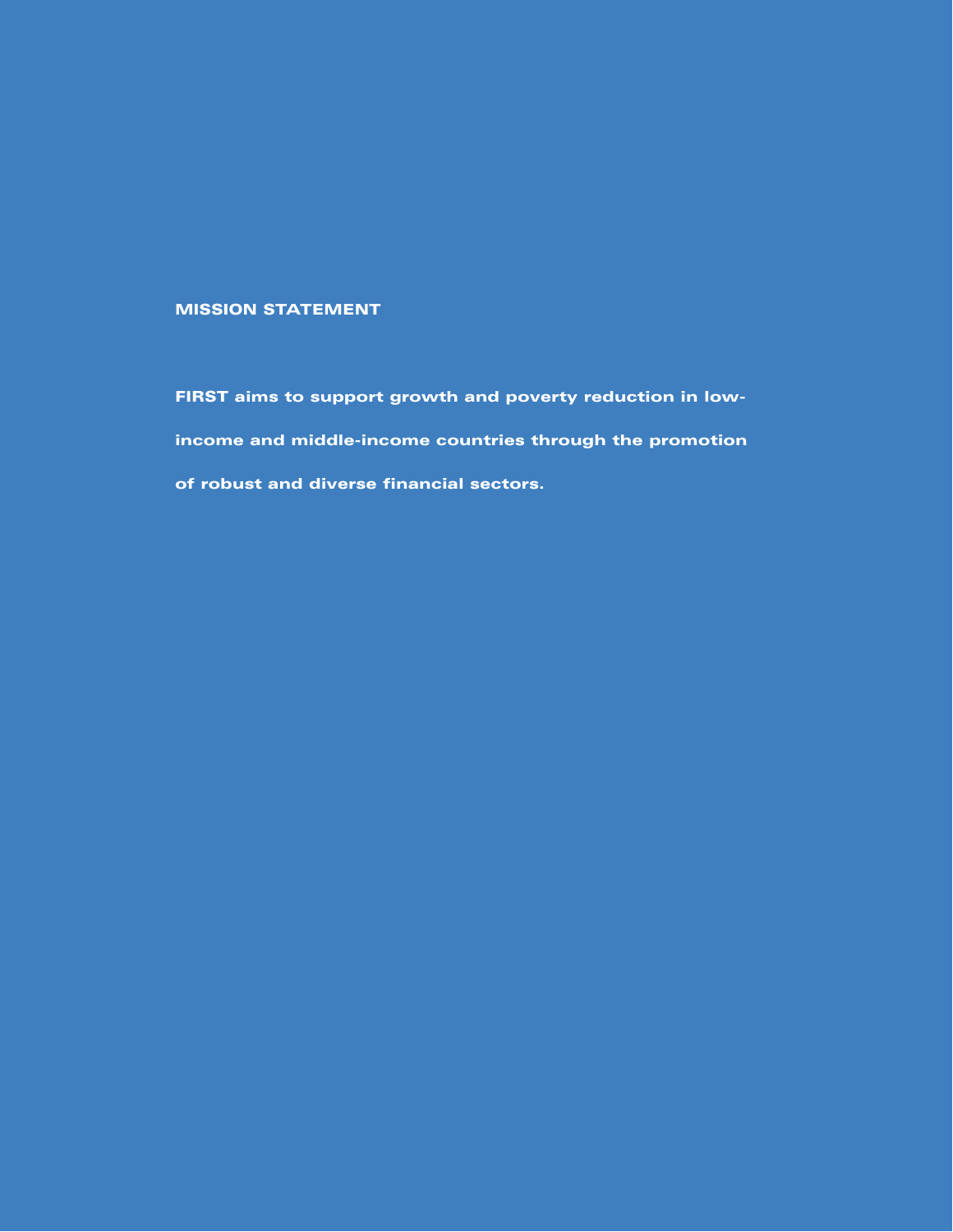## MISSION STATEMENT

**FIRST aims to support growth and poverty reduction in low-income and middle-income countries through the promotion of robust and diverse financial sectors.**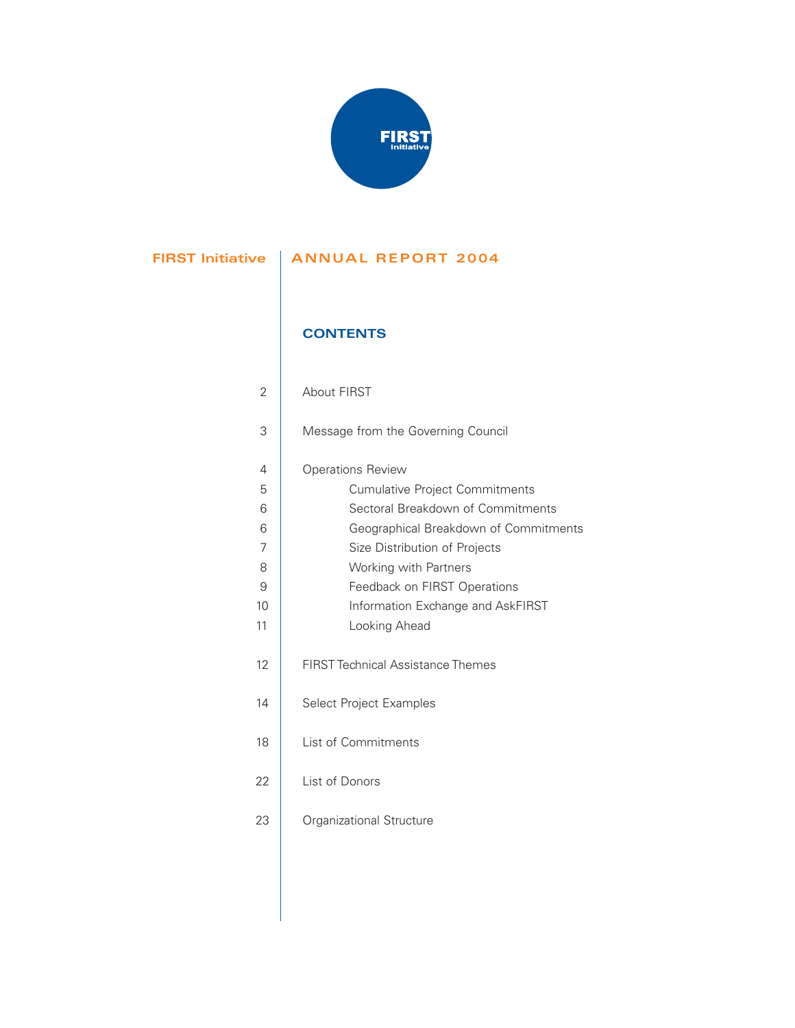FIRST Initiative

# FIRST Initiative | ANNUAL REPORT 2004

## CONTENTS

| Page | Section |
|---|---|
| 2 | About FIRST |
| 3 | Message from the Governing Council |
| 4 | Operations Review |
| 5 | Cumulative Project Commitments |
| 6 | Sectoral Breakdown of Commitments |
| 6 | Geographical Breakdown of Commitments |
| 7 | Size Distribution of Projects |
| 8 | Working with Partners |
| 9 | Feedback on FIRST Operations |
| 10 | Information Exchange and AskFIRST |
| 11 | Looking Ahead |
| 12 | FIRST Technical Assistance Themes |
| 14 | Select Project Examples |
| 18 | List of Commitments |
| 22 | List of Donors |
| 23 | Organizational Structure |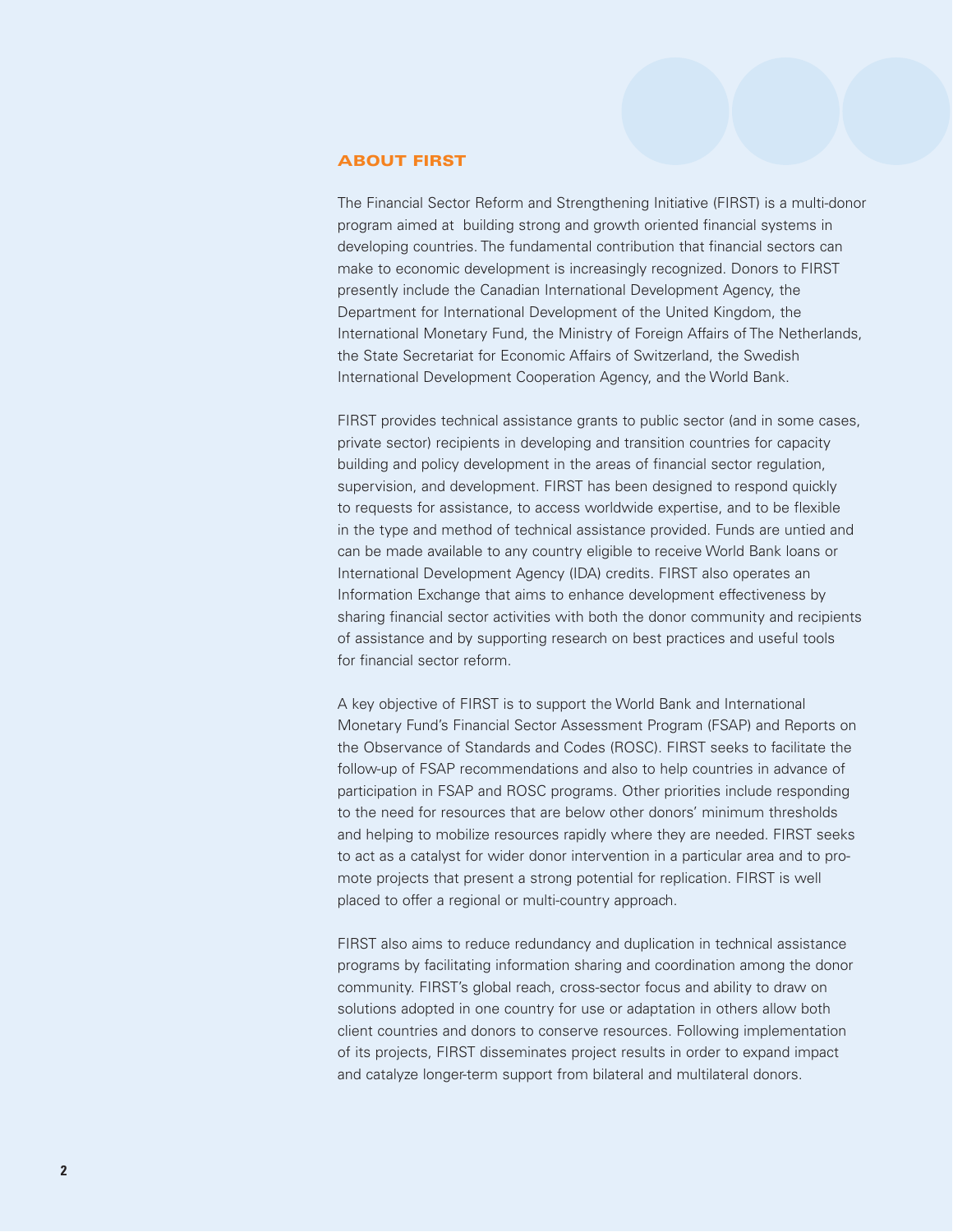## ABOUT FIRST

The Financial Sector Reform and Strengthening Initiative (FIRST) is a multi-donor program aimed at building strong and growth oriented financial systems in developing countries. The fundamental contribution that financial sectors can make to economic development is increasingly recognized. Donors to FIRST presently include the Canadian International Development Agency, the Department for International Development of the United Kingdom, the International Monetary Fund, the Ministry of Foreign Affairs of The Netherlands, the State Secretariat for Economic Affairs of Switzerland, the Swedish International Development Cooperation Agency, and the World Bank.

FIRST provides technical assistance grants to public sector (and in some cases, private sector) recipients in developing and transition countries for capacity building and policy development in the areas of financial sector regulation, supervision, and development. FIRST has been designed to respond quickly to requests for assistance, to access worldwide expertise, and to be flexible in the type and method of technical assistance provided. Funds are untied and can be made available to any country eligible to receive World Bank loans or International Development Agency (IDA) credits. FIRST also operates an Information Exchange that aims to enhance development effectiveness by sharing financial sector activities with both the donor community and recipients of assistance and by supporting research on best practices and useful tools for financial sector reform.

A key objective of FIRST is to support the World Bank and International Monetary Fund's Financial Sector Assessment Program (FSAP) and Reports on the Observance of Standards and Codes (ROSC). FIRST seeks to facilitate the follow-up of FSAP recommendations and also to help countries in advance of participation in FSAP and ROSC programs. Other priorities include responding to the need for resources that are below other donors' minimum thresholds and helping to mobilize resources rapidly where they are needed. FIRST seeks to act as a catalyst for wider donor intervention in a particular area and to promote projects that present a strong potential for replication. FIRST is well placed to offer a regional or multi-country approach.

FIRST also aims to reduce redundancy and duplication in technical assistance programs by facilitating information sharing and coordination among the donor community. FIRST's global reach, cross-sector focus and ability to draw on solutions adopted in one country for use or adaptation in others allow both client countries and donors to conserve resources. Following implementation of its projects, FIRST disseminates project results in order to expand impact and catalyze longer-term support from bilateral and multilateral donors.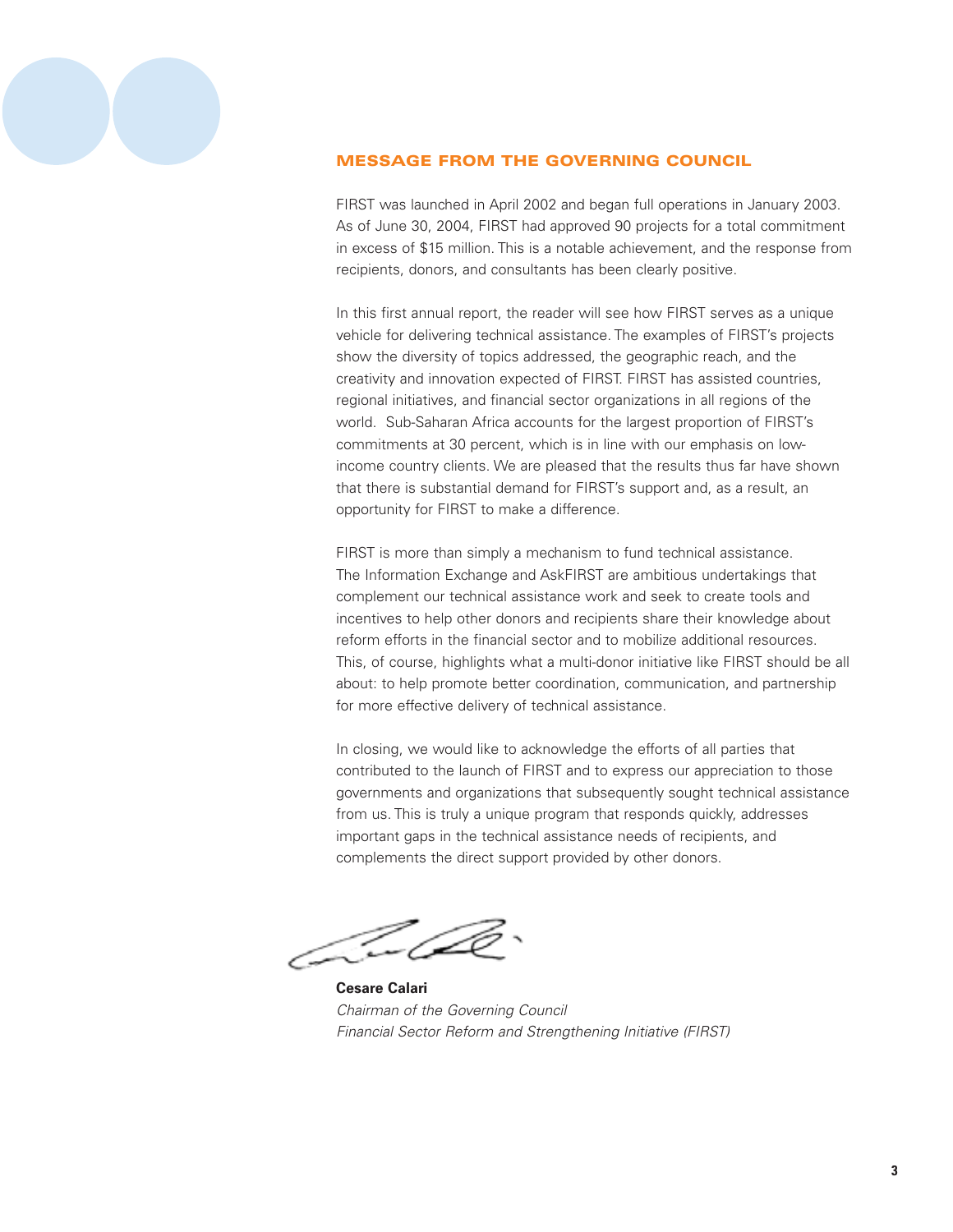## MESSAGE FROM THE GOVERNING COUNCIL

FIRST was launched in April 2002 and began full operations in January 2003. As of June 30, 2004, FIRST had approved 90 projects for a total commitment in excess of $15 million. This is a notable achievement, and the response from recipients, donors, and consultants has been clearly positive.

In this first annual report, the reader will see how FIRST serves as a unique vehicle for delivering technical assistance. The examples of FIRST's projects show the diversity of topics addressed, the geographic reach, and the creativity and innovation expected of FIRST. FIRST has assisted countries, regional initiatives, and financial sector organizations in all regions of the world. Sub-Saharan Africa accounts for the largest proportion of FIRST's commitments at 30 percent, which is in line with our emphasis on low-income country clients. We are pleased that the results thus far have shown that there is substantial demand for FIRST's support and, as a result, an opportunity for FIRST to make a difference.

FIRST is more than simply a mechanism to fund technical assistance. The Information Exchange and AskFIRST are ambitious undertakings that complement our technical assistance work and seek to create tools and incentives to help other donors and recipients share their knowledge about reform efforts in the financial sector and to mobilize additional resources. This, of course, highlights what a multi-donor initiative like FIRST should be all about: to help promote better coordination, communication, and partnership for more effective delivery of technical assistance.

In closing, we would like to acknowledge the efforts of all parties that contributed to the launch of FIRST and to express our appreciation to those governments and organizations that subsequently sought technical assistance from us. This is truly a unique program that responds quickly, addresses important gaps in the technical assistance needs of recipients, and complements the direct support provided by other donors.

**Cesare Calari**
*Chairman of the Governing Council*
*Financial Sector Reform and Strengthening Initiative (FIRST)*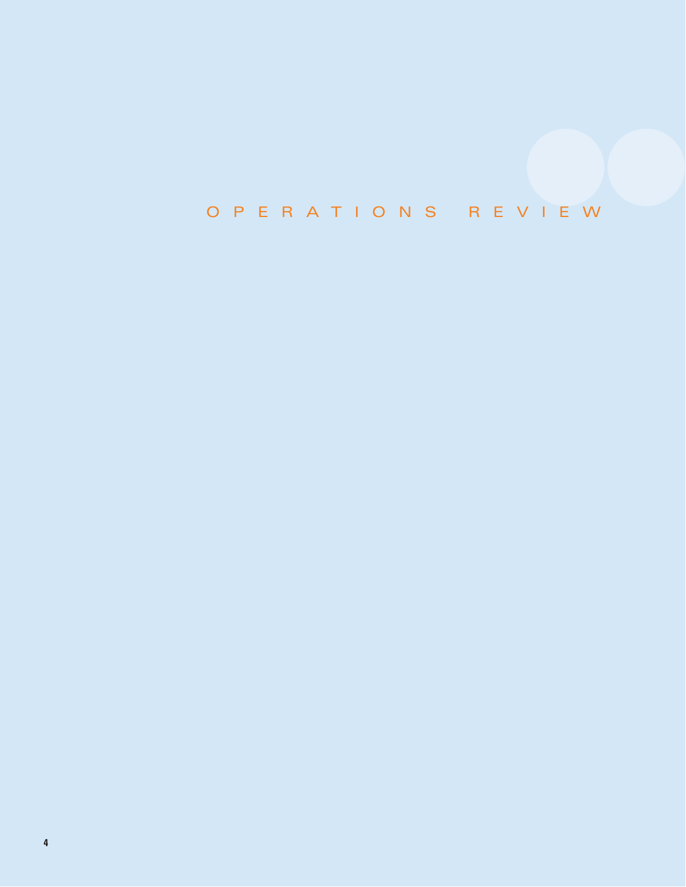# OPERATIONS REVIEW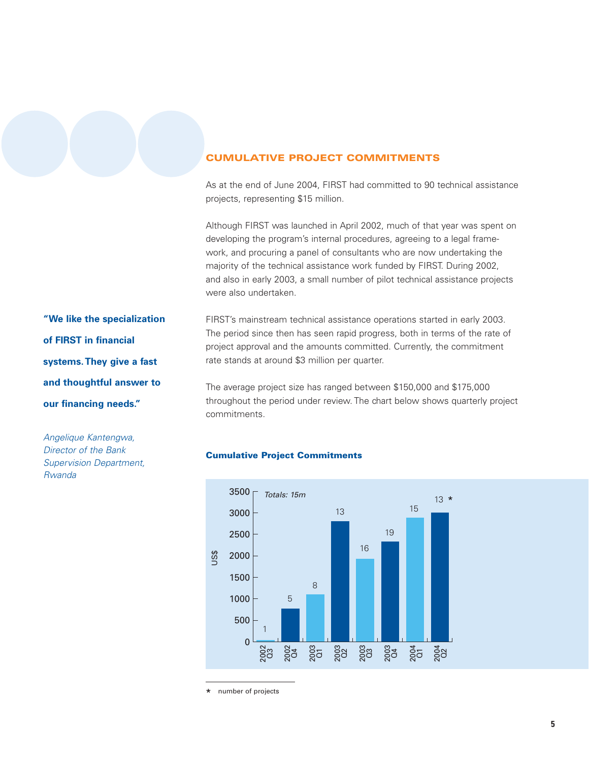## CUMULATIVE PROJECT COMMITMENTS

As at the end of June 2004, FIRST had committed to 90 technical assistance projects, representing $15 million.

Although FIRST was launched in April 2002, much of that year was spent on developing the program's internal procedures, agreeing to a legal framework, and procuring a panel of consultants who are now undertaking the majority of the technical assistance work funded by FIRST. During 2002, and also in early 2003, a small number of pilot technical assistance projects were also undertaken.

**"We like the specialization of FIRST in financial systems. They give a fast and thoughtful answer to our financing needs."**

*Angelique Kantengwa, Director of the Bank Supervision Department, Rwanda*

FIRST's mainstream technical assistance operations started in early 2003. The period since then has seen rapid progress, both in terms of the rate of project approval and the amounts committed. Currently, the commitment rate stands at around $3 million per quarter.

The average project size has ranged between $150,000 and $175,000 throughout the period under review. The chart below shows quarterly project commitments.

### Cumulative Project Commitments

*Totals: 15m*

| Quarter | US$ (approx.) | Number of projects* |
|---|---|---|
| 2002 Q3 | ~30 | 1 |
| 2002 Q4 | ~770 | 5 |
| 2003 Q1 | ~1100 | 8 |
| 2003 Q2 | ~2800 | 13 |
| 2003 Q3 | ~1930 | 16 |
| 2003 Q4 | ~2330 | 19 |
| 2004 Q1 | ~2890 | 15 |
| 2004 Q2 | ~3000 | 13 |

\* number of projects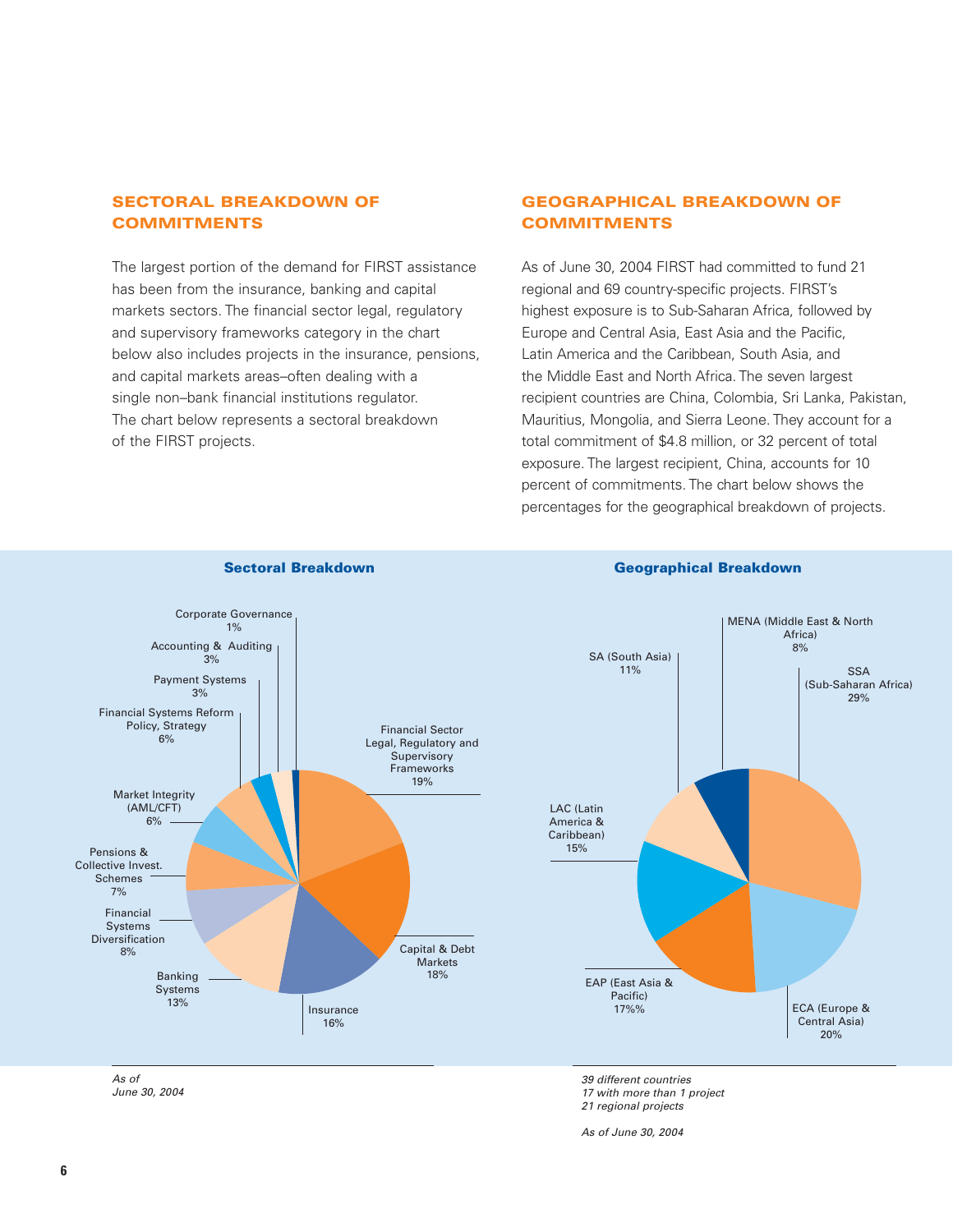## SECTORAL BREAKDOWN OF COMMITMENTS

The largest portion of the demand for FIRST assistance has been from the insurance, banking and capital markets sectors. The financial sector legal, regulatory and supervisory frameworks category in the chart below also includes projects in the insurance, pensions, and capital markets areas–often dealing with a single non–bank financial institutions regulator. The chart below represents a sectoral breakdown of the FIRST projects.

## GEOGRAPHICAL BREAKDOWN OF COMMITMENTS

As of June 30, 2004 FIRST had committed to fund 21 regional and 69 country-specific projects. FIRST's highest exposure is to Sub-Saharan Africa, followed by Europe and Central Asia, East Asia and the Pacific, Latin America and the Caribbean, South Asia, and the Middle East and North Africa. The seven largest recipient countries are China, Colombia, Sri Lanka, Pakistan, Mauritius, Mongolia, and Sierra Leone. They account for a total commitment of $4.8 million, or 32 percent of total exposure. The largest recipient, China, accounts for 10 percent of commitments. The chart below shows the percentages for the geographical breakdown of projects.

### Sectoral Breakdown

| Sector | Share |
|---|---|
| Financial Sector Legal, Regulatory and Supervisory Frameworks | 19% |
| Capital & Debt Markets | 18% |
| Insurance | 16% |
| Banking Systems | 13% |
| Financial Systems Diversification | 8% |
| Pensions & Collective Invest. Schemes | 7% |
| Market Integrity (AML/CFT) | 6% |
| Financial Systems Reform Policy, Strategy | 6% |
| Payment Systems | 3% |
| Accounting & Auditing | 3% |
| Corporate Governance | 1% |

*As of June 30, 2004*

### Geographical Breakdown

| Region | Share |
|---|---|
| SSA (Sub-Saharan Africa) | 29% |
| ECA (Europe & Central Asia) | 20% |
| EAP (East Asia & Pacific) | 17%% |
| LAC (Latin America & Caribbean) | 15% |
| SA (South Asia) | 11% |
| MENA (Middle East & North Africa) | 8% |

*39 different countries*
*17 with more than 1 project*
*21 regional projects*

*As of June 30, 2004*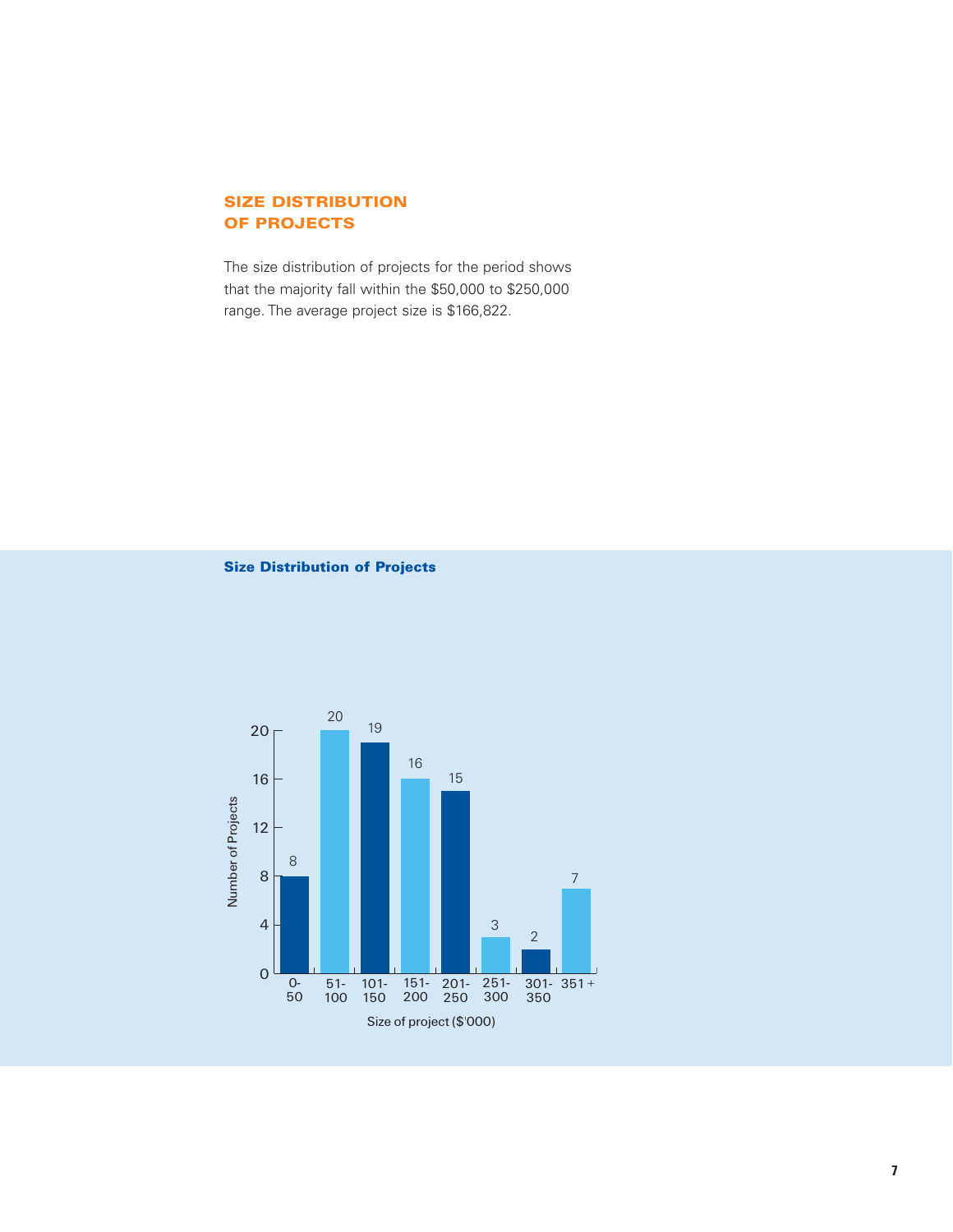## SIZE DISTRIBUTION OF PROJECTS

The size distribution of projects for the period shows that the majority fall within the $50,000 to $250,000 range. The average project size is $166,822.

**Size Distribution of Projects**

| Size of project ($'000) | Number of Projects |
|---|---|
| 0-50 | 8 |
| 51-100 | 20 |
| 101-150 | 19 |
| 151-200 | 16 |
| 201-250 | 15 |
| 251-300 | 3 |
| 301-350 | 2 |
| 351 + | 7 |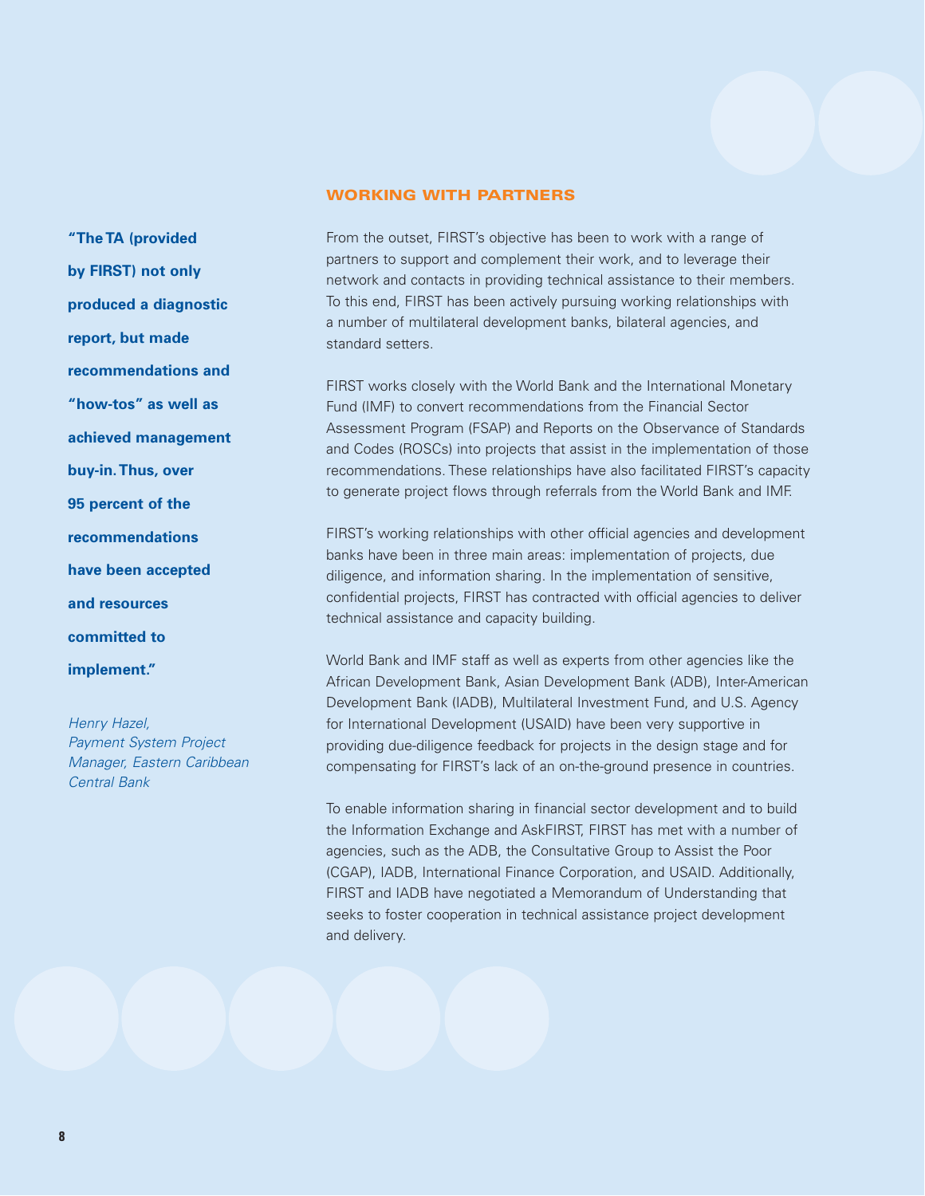## WORKING WITH PARTNERS

**"The TA (provided by FIRST) not only produced a diagnostic report, but made recommendations and "how-tos" as well as achieved management buy-in. Thus, over 95 percent of the recommendations have been accepted and resources committed to implement."**

*Henry Hazel,*
*Payment System Project Manager, Eastern Caribbean Central Bank*

From the outset, FIRST's objective has been to work with a range of partners to support and complement their work, and to leverage their network and contacts in providing technical assistance to their members. To this end, FIRST has been actively pursuing working relationships with a number of multilateral development banks, bilateral agencies, and standard setters.

FIRST works closely with the World Bank and the International Monetary Fund (IMF) to convert recommendations from the Financial Sector Assessment Program (FSAP) and Reports on the Observance of Standards and Codes (ROSCs) into projects that assist in the implementation of those recommendations. These relationships have also facilitated FIRST's capacity to generate project flows through referrals from the World Bank and IMF.

FIRST's working relationships with other official agencies and development banks have been in three main areas: implementation of projects, due diligence, and information sharing. In the implementation of sensitive, confidential projects, FIRST has contracted with official agencies to deliver technical assistance and capacity building.

World Bank and IMF staff as well as experts from other agencies like the African Development Bank, Asian Development Bank (ADB), Inter-American Development Bank (IADB), Multilateral Investment Fund, and U.S. Agency for International Development (USAID) have been very supportive in providing due-diligence feedback for projects in the design stage and for compensating for FIRST's lack of an on-the-ground presence in countries.

To enable information sharing in financial sector development and to build the Information Exchange and AskFIRST, FIRST has met with a number of agencies, such as the ADB, the Consultative Group to Assist the Poor (CGAP), IADB, International Finance Corporation, and USAID. Additionally, FIRST and IADB have negotiated a Memorandum of Understanding that seeks to foster cooperation in technical assistance project development and delivery.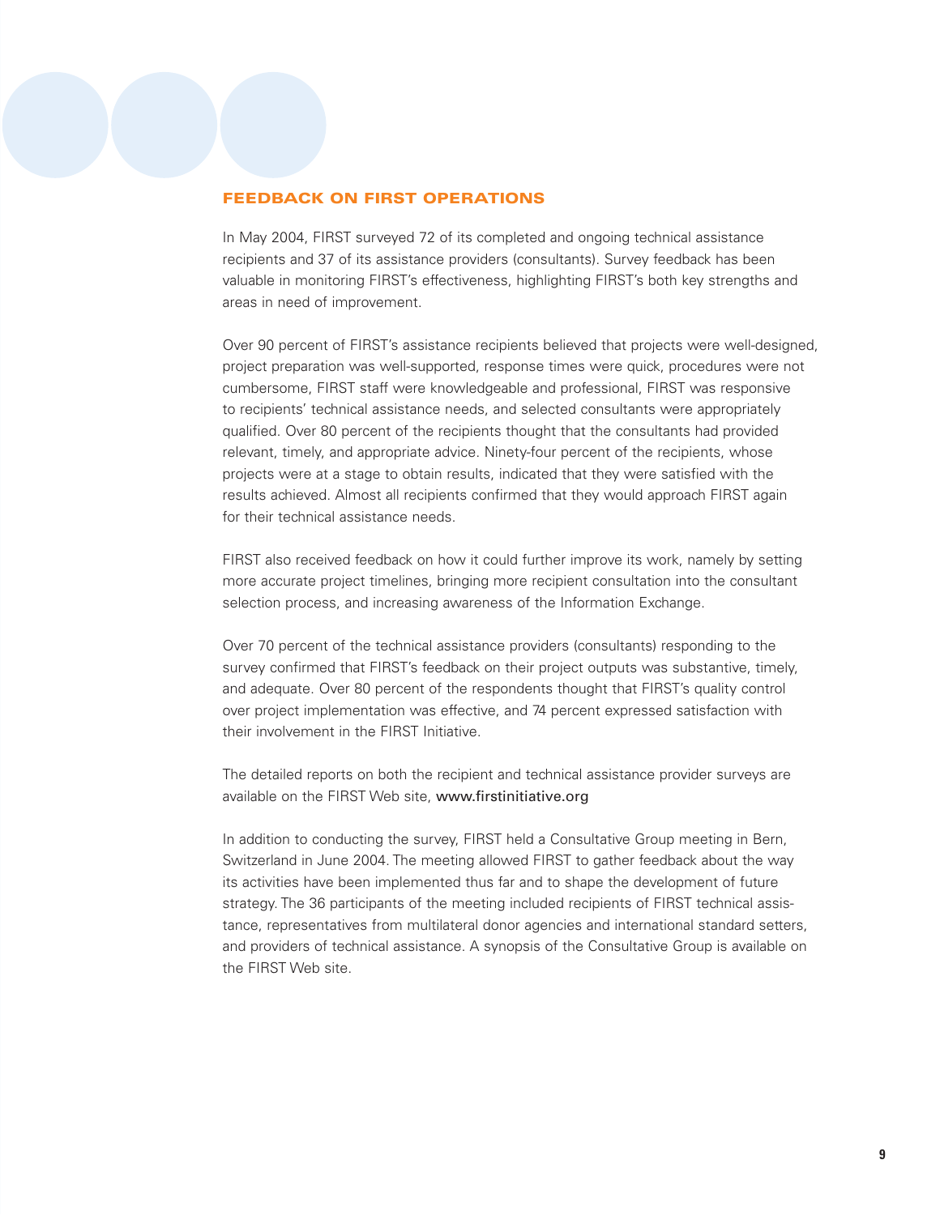## FEEDBACK ON FIRST OPERATIONS

In May 2004, FIRST surveyed 72 of its completed and ongoing technical assistance recipients and 37 of its assistance providers (consultants). Survey feedback has been valuable in monitoring FIRST's effectiveness, highlighting FIRST's both key strengths and areas in need of improvement.

Over 90 percent of FIRST's assistance recipients believed that projects were well-designed, project preparation was well-supported, response times were quick, procedures were not cumbersome, FIRST staff were knowledgeable and professional, FIRST was responsive to recipients' technical assistance needs, and selected consultants were appropriately qualified. Over 80 percent of the recipients thought that the consultants had provided relevant, timely, and appropriate advice. Ninety-four percent of the recipients, whose projects were at a stage to obtain results, indicated that they were satisfied with the results achieved. Almost all recipients confirmed that they would approach FIRST again for their technical assistance needs.

FIRST also received feedback on how it could further improve its work, namely by setting more accurate project timelines, bringing more recipient consultation into the consultant selection process, and increasing awareness of the Information Exchange.

Over 70 percent of the technical assistance providers (consultants) responding to the survey confirmed that FIRST's feedback on their project outputs was substantive, timely, and adequate. Over 80 percent of the respondents thought that FIRST's quality control over project implementation was effective, and 74 percent expressed satisfaction with their involvement in the FIRST Initiative.

The detailed reports on both the recipient and technical assistance provider surveys are available on the FIRST Web site, www.firstinitiative.org

In addition to conducting the survey, FIRST held a Consultative Group meeting in Bern, Switzerland in June 2004. The meeting allowed FIRST to gather feedback about the way its activities have been implemented thus far and to shape the development of future strategy. The 36 participants of the meeting included recipients of FIRST technical assistance, representatives from multilateral donor agencies and international standard setters, and providers of technical assistance. A synopsis of the Consultative Group is available on the FIRST Web site.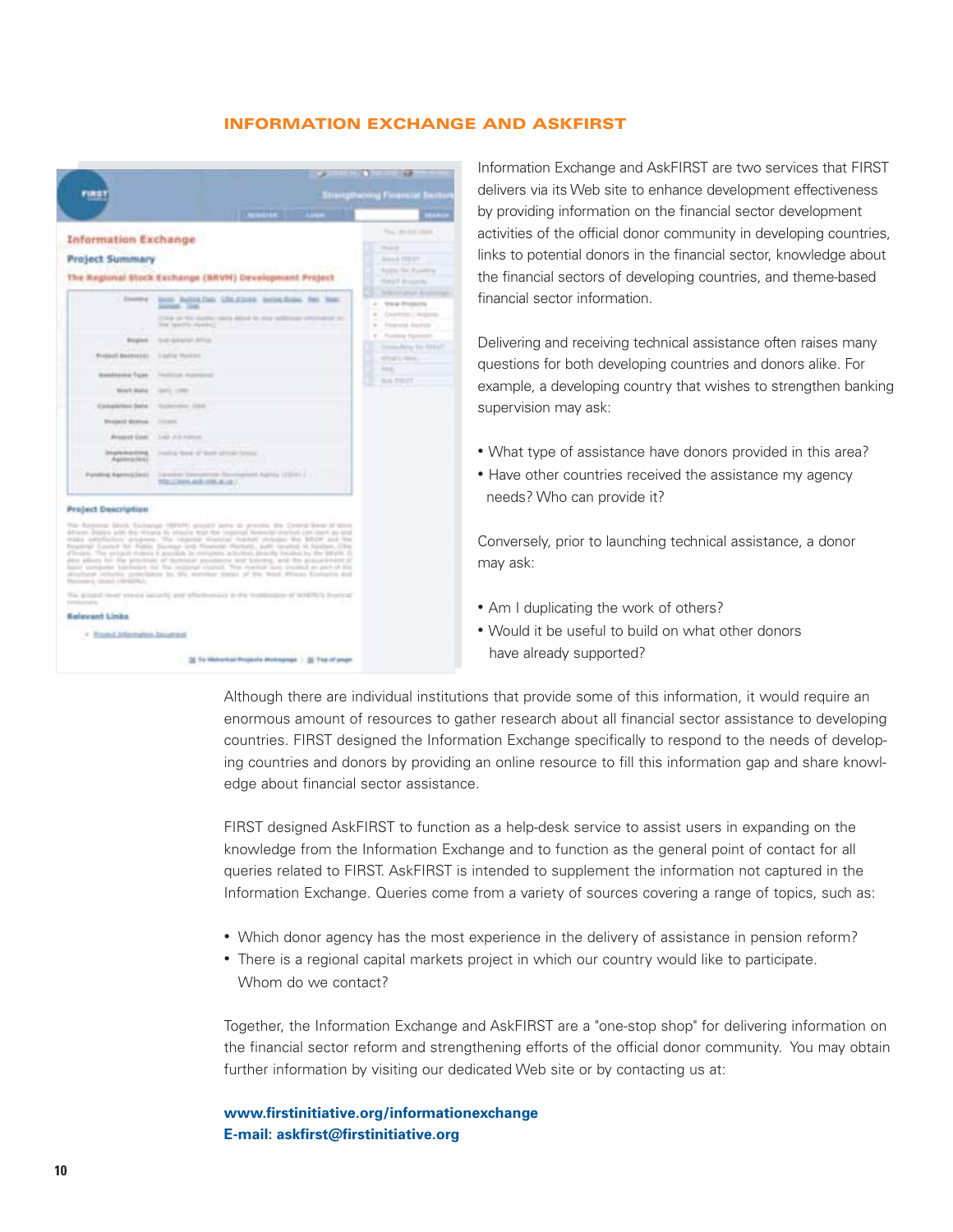## INFORMATION EXCHANGE AND ASKFIRST

Information Exchange and AskFIRST are two services that FIRST delivers via its Web site to enhance development effectiveness by providing information on the financial sector development activities of the official donor community in developing countries, links to potential donors in the financial sector, knowledge about the financial sectors of developing countries, and theme-based financial sector information.

Delivering and receiving technical assistance often raises many questions for both developing countries and donors alike. For example, a developing country that wishes to strengthen banking supervision may ask:

- What type of assistance have donors provided in this area?
- Have other countries received the assistance my agency needs? Who can provide it?

Conversely, prior to launching technical assistance, a donor may ask:

- Am I duplicating the work of others?
- Would it be useful to build on what other donors have already supported?

Although there are individual institutions that provide some of this information, it would require an enormous amount of resources to gather research about all financial sector assistance to developing countries. FIRST designed the Information Exchange specifically to respond to the needs of developing countries and donors by providing an online resource to fill this information gap and share knowledge about financial sector assistance.

FIRST designed AskFIRST to function as a help-desk service to assist users in expanding on the knowledge from the Information Exchange and to function as the general point of contact for all queries related to FIRST. AskFIRST is intended to supplement the information not captured in the Information Exchange. Queries come from a variety of sources covering a range of topics, such as:

- Which donor agency has the most experience in the delivery of assistance in pension reform?
- There is a regional capital markets project in which our country would like to participate. Whom do we contact?

Together, the Information Exchange and AskFIRST are a "one-stop shop" for delivering information on the financial sector reform and strengthening efforts of the official donor community. You may obtain further information by visiting our dedicated Web site or by contacting us at:

**www.firstinitiative.org/informationexchange**
**E-mail: askfirst@firstinitiative.org**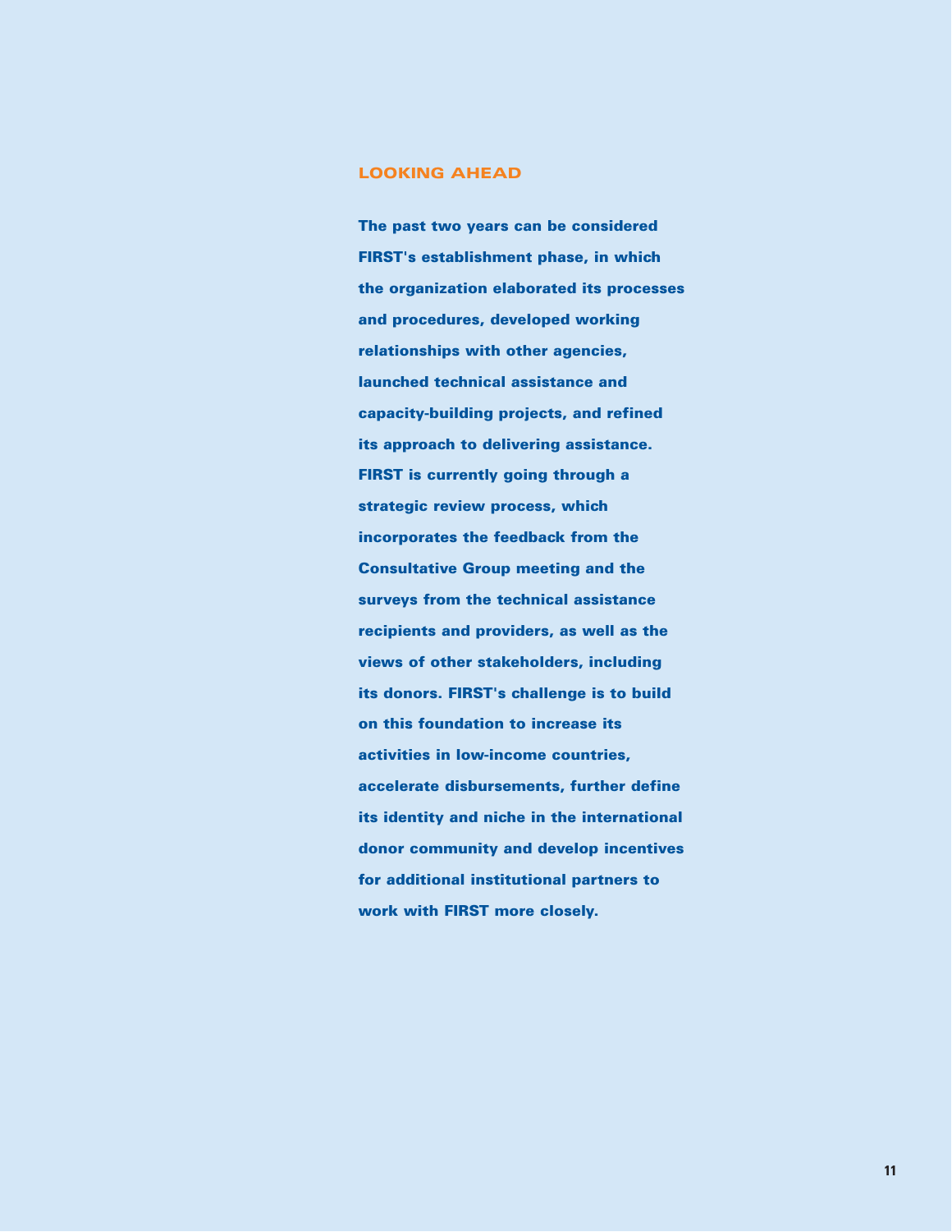## LOOKING AHEAD

**The past two years can be considered FIRST's establishment phase, in which the organization elaborated its processes and procedures, developed working relationships with other agencies, launched technical assistance and capacity-building projects, and refined its approach to delivering assistance. FIRST is currently going through a strategic review process, which incorporates the feedback from the Consultative Group meeting and the surveys from the technical assistance recipients and providers, as well as the views of other stakeholders, including its donors. FIRST's challenge is to build on this foundation to increase its activities in low-income countries, accelerate disbursements, further define its identity and niche in the international donor community and develop incentives for additional institutional partners to work with FIRST more closely.**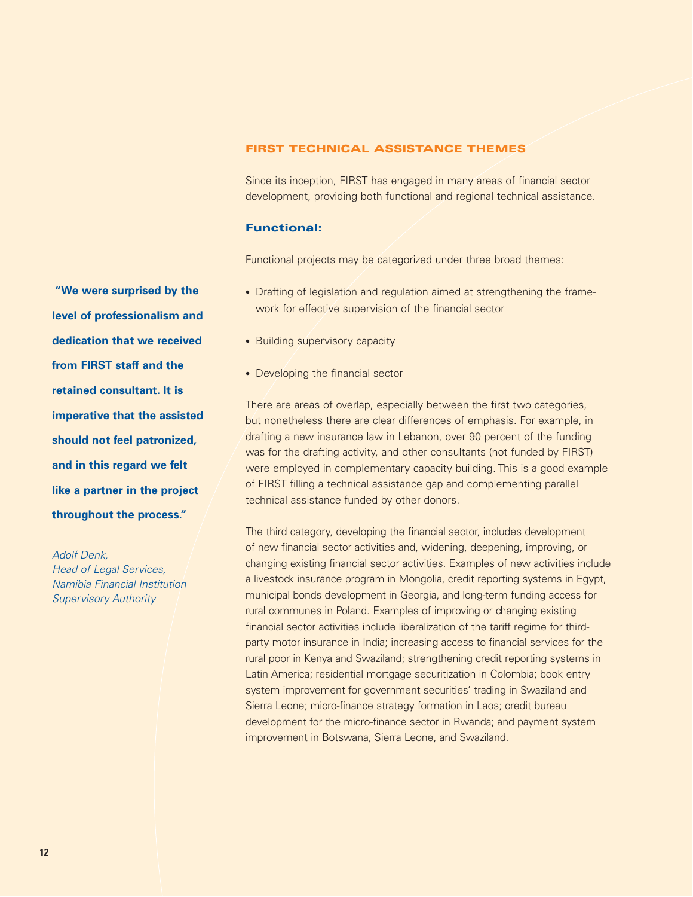## FIRST TECHNICAL ASSISTANCE THEMES

Since its inception, FIRST has engaged in many areas of financial sector development, providing both functional and regional technical assistance.

### Functional:

Functional projects may be categorized under three broad themes:

- Drafting of legislation and regulation aimed at strengthening the framework for effective supervision of the financial sector
- Building supervisory capacity
- Developing the financial sector

There are areas of overlap, especially between the first two categories, but nonetheless there are clear differences of emphasis. For example, in drafting a new insurance law in Lebanon, over 90 percent of the funding was for the drafting activity, and other consultants (not funded by FIRST) were employed in complementary capacity building. This is a good example of FIRST filling a technical assistance gap and complementing parallel technical assistance funded by other donors.

The third category, developing the financial sector, includes development of new financial sector activities and, widening, deepening, improving, or changing existing financial sector activities. Examples of new activities include a livestock insurance program in Mongolia, credit reporting systems in Egypt, municipal bonds development in Georgia, and long-term funding access for rural communes in Poland. Examples of improving or changing existing financial sector activities include liberalization of the tariff regime for third-party motor insurance in India; increasing access to financial services for the rural poor in Kenya and Swaziland; strengthening credit reporting systems in Latin America; residential mortgage securitization in Colombia; book entry system improvement for government securities' trading in Swaziland and Sierra Leone; micro-finance strategy formation in Laos; credit bureau development for the micro-finance sector in Rwanda; and payment system improvement in Botswana, Sierra Leone, and Swaziland.

**"We were surprised by the level of professionalism and dedication that we received from FIRST staff and the retained consultant. It is imperative that the assisted should not feel patronized, and in this regard we felt like a partner in the project throughout the process."**

*Adolf Denk,*
*Head of Legal Services,*
*Namibia Financial Institution Supervisory Authority*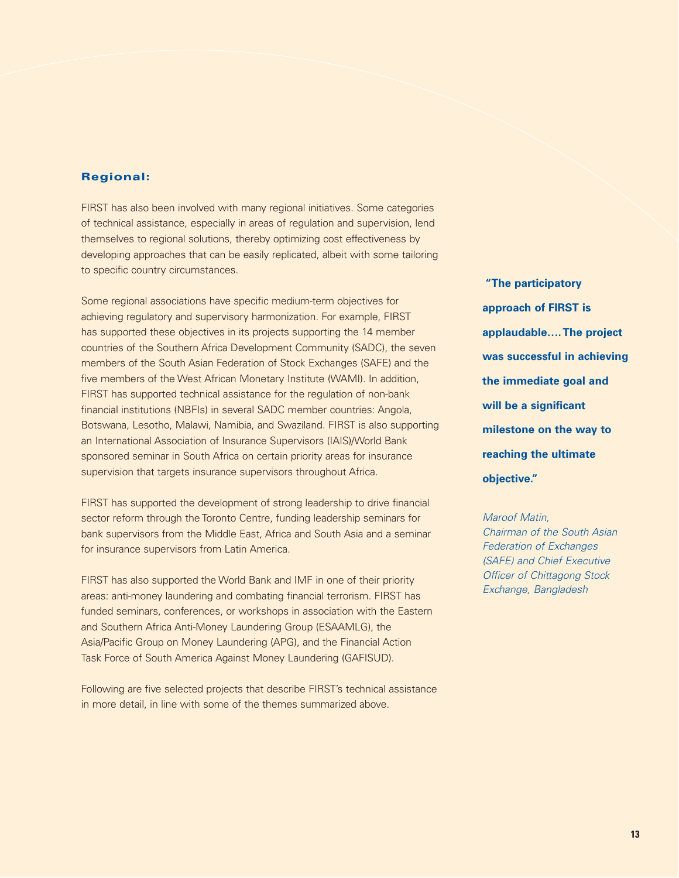### Regional:

FIRST has also been involved with many regional initiatives. Some categories of technical assistance, especially in areas of regulation and supervision, lend themselves to regional solutions, thereby optimizing cost effectiveness by developing approaches that can be easily replicated, albeit with some tailoring to specific country circumstances.

Some regional associations have specific medium-term objectives for achieving regulatory and supervisory harmonization. For example, FIRST has supported these objectives in its projects supporting the 14 member countries of the Southern Africa Development Community (SADC), the seven members of the South Asian Federation of Stock Exchanges (SAFE) and the five members of the West African Monetary Institute (WAMI). In addition, FIRST has supported technical assistance for the regulation of non-bank financial institutions (NBFIs) in several SADC member countries: Angola, Botswana, Lesotho, Malawi, Namibia, and Swaziland. FIRST is also supporting an International Association of Insurance Supervisors (IAIS)/World Bank sponsored seminar in South Africa on certain priority areas for insurance supervision that targets insurance supervisors throughout Africa.

FIRST has supported the development of strong leadership to drive financial sector reform through the Toronto Centre, funding leadership seminars for bank supervisors from the Middle East, Africa and South Asia and a seminar for insurance supervisors from Latin America.

FIRST has also supported the World Bank and IMF in one of their priority areas: anti-money laundering and combating financial terrorism. FIRST has funded seminars, conferences, or workshops in association with the Eastern and Southern Africa Anti-Money Laundering Group (ESAAMLG), the Asia/Pacific Group on Money Laundering (APG), and the Financial Action Task Force of South America Against Money Laundering (GAFISUD).

Following are five selected projects that describe FIRST's technical assistance in more detail, in line with some of the themes summarized above.

**"The participatory approach of FIRST is applaudable.... The project was successful in achieving the immediate goal and will be a significant milestone on the way to reaching the ultimate objective."**

*Maroof Matin, Chairman of the South Asian Federation of Exchanges (SAFE) and Chief Executive Officer of Chittagong Stock Exchange, Bangladesh*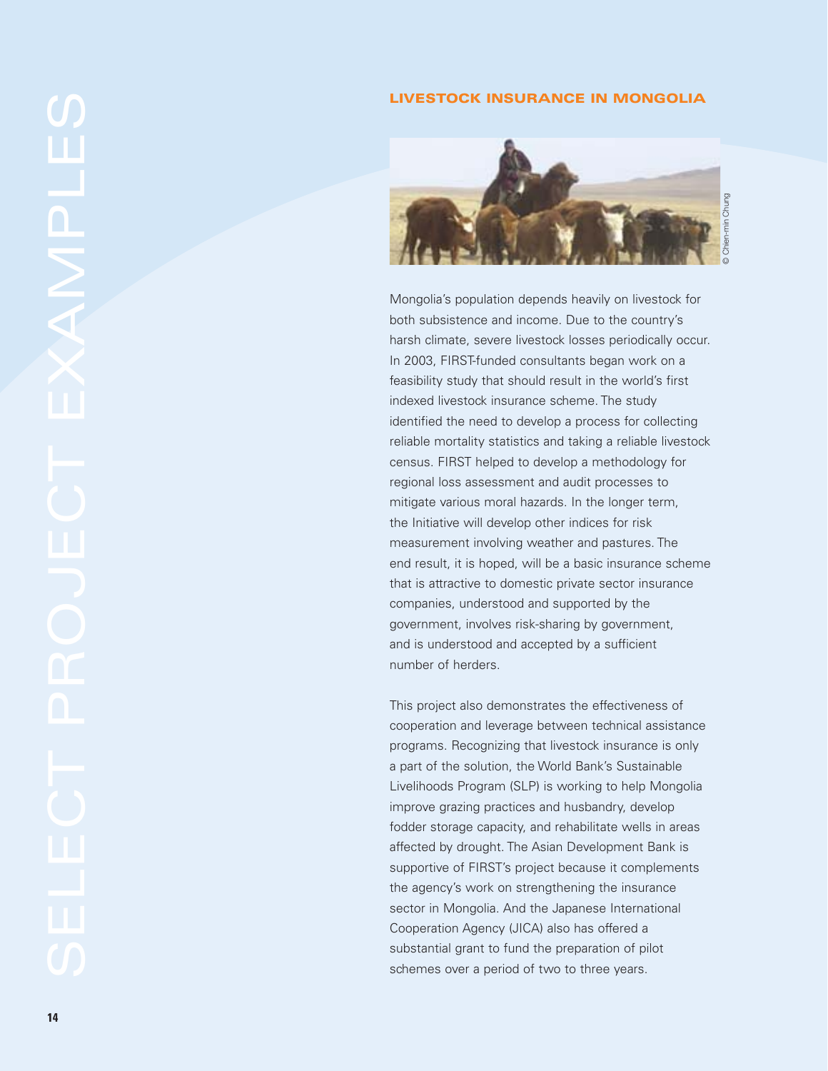## LIVESTOCK INSURANCE IN MONGOLIA

© Chien-min Chung

Mongolia's population depends heavily on livestock for both subsistence and income. Due to the country's harsh climate, severe livestock losses periodically occur. In 2003, FIRST-funded consultants began work on a feasibility study that should result in the world's first indexed livestock insurance scheme. The study identified the need to develop a process for collecting reliable mortality statistics and taking a reliable livestock census. FIRST helped to develop a methodology for regional loss assessment and audit processes to mitigate various moral hazards. In the longer term, the Initiative will develop other indices for risk measurement involving weather and pastures. The end result, it is hoped, will be a basic insurance scheme that is attractive to domestic private sector insurance companies, understood and supported by the government, involves risk-sharing by government, and is understood and accepted by a sufficient number of herders.

This project also demonstrates the effectiveness of cooperation and leverage between technical assistance programs. Recognizing that livestock insurance is only a part of the solution, the World Bank's Sustainable Livelihoods Program (SLP) is working to help Mongolia improve grazing practices and husbandry, develop fodder storage capacity, and rehabilitate wells in areas affected by drought. The Asian Development Bank is supportive of FIRST's project because it complements the agency's work on strengthening the insurance sector in Mongolia. And the Japanese International Cooperation Agency (JICA) also has offered a substantial grant to fund the preparation of pilot schemes over a period of two to three years.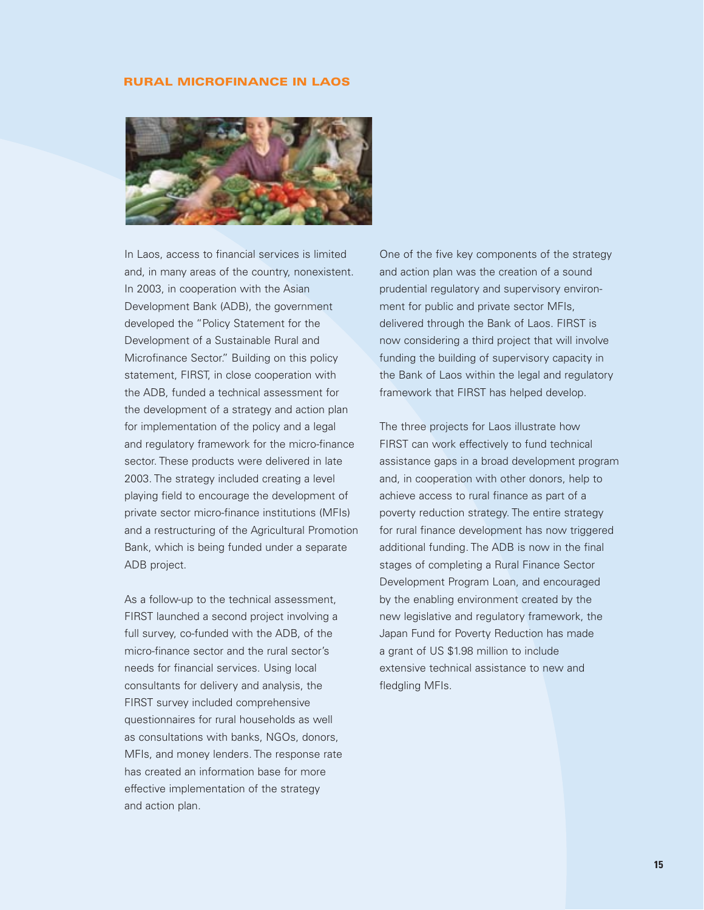## RURAL MICROFINANCE IN LAOS

In Laos, access to financial services is limited and, in many areas of the country, nonexistent. In 2003, in cooperation with the Asian Development Bank (ADB), the government developed the "Policy Statement for the Development of a Sustainable Rural and Microfinance Sector." Building on this policy statement, FIRST, in close cooperation with the ADB, funded a technical assessment for the development of a strategy and action plan for implementation of the policy and a legal and regulatory framework for the micro-finance sector. These products were delivered in late 2003. The strategy included creating a level playing field to encourage the development of private sector micro-finance institutions (MFIs) and a restructuring of the Agricultural Promotion Bank, which is being funded under a separate ADB project.

As a follow-up to the technical assessment, FIRST launched a second project involving a full survey, co-funded with the ADB, of the micro-finance sector and the rural sector's needs for financial services. Using local consultants for delivery and analysis, the FIRST survey included comprehensive questionnaires for rural households as well as consultations with banks, NGOs, donors, MFIs, and money lenders. The response rate has created an information base for more effective implementation of the strategy and action plan.

One of the five key components of the strategy and action plan was the creation of a sound prudential regulatory and supervisory environment for public and private sector MFIs, delivered through the Bank of Laos. FIRST is now considering a third project that will involve funding the building of supervisory capacity in the Bank of Laos within the legal and regulatory framework that FIRST has helped develop.

The three projects for Laos illustrate how FIRST can work effectively to fund technical assistance gaps in a broad development program and, in cooperation with other donors, help to achieve access to rural finance as part of a poverty reduction strategy. The entire strategy for rural finance development has now triggered additional funding. The ADB is now in the final stages of completing a Rural Finance Sector Development Program Loan, and encouraged by the enabling environment created by the new legislative and regulatory framework, the Japan Fund for Poverty Reduction has made a grant of US $1.98 million to include extensive technical assistance to new and fledgling MFIs.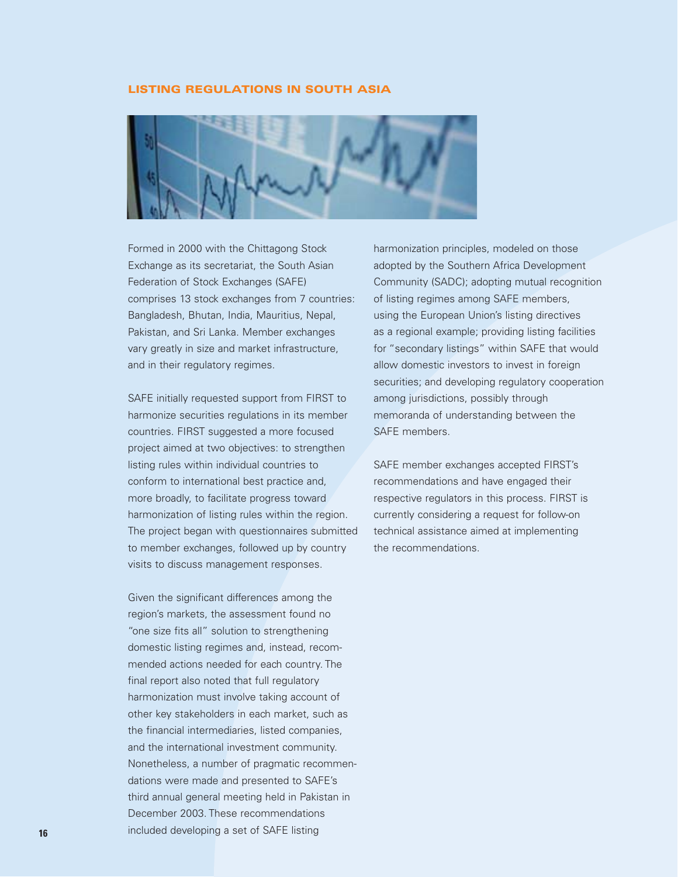## LISTING REGULATIONS IN SOUTH ASIA

Formed in 2000 with the Chittagong Stock Exchange as its secretariat, the South Asian Federation of Stock Exchanges (SAFE) comprises 13 stock exchanges from 7 countries: Bangladesh, Bhutan, India, Mauritius, Nepal, Pakistan, and Sri Lanka. Member exchanges vary greatly in size and market infrastructure, and in their regulatory regimes.

SAFE initially requested support from FIRST to harmonize securities regulations in its member countries. FIRST suggested a more focused project aimed at two objectives: to strengthen listing rules within individual countries to conform to international best practice and, more broadly, to facilitate progress toward harmonization of listing rules within the region. The project began with questionnaires submitted to member exchanges, followed up by country visits to discuss management responses.

Given the significant differences among the region's markets, the assessment found no "one size fits all" solution to strengthening domestic listing regimes and, instead, recommended actions needed for each country. The final report also noted that full regulatory harmonization must involve taking account of other key stakeholders in each market, such as the financial intermediaries, listed companies, and the international investment community. Nonetheless, a number of pragmatic recommendations were made and presented to SAFE's third annual general meeting held in Pakistan in December 2003. These recommendations included developing a set of SAFE listing harmonization principles, modeled on those adopted by the Southern Africa Development Community (SADC); adopting mutual recognition of listing regimes among SAFE members, using the European Union's listing directives as a regional example; providing listing facilities for "secondary listings" within SAFE that would allow domestic investors to invest in foreign securities; and developing regulatory cooperation among jurisdictions, possibly through memoranda of understanding between the SAFE members.

SAFE member exchanges accepted FIRST's recommendations and have engaged their respective regulators in this process. FIRST is currently considering a request for follow-on technical assistance aimed at implementing the recommendations.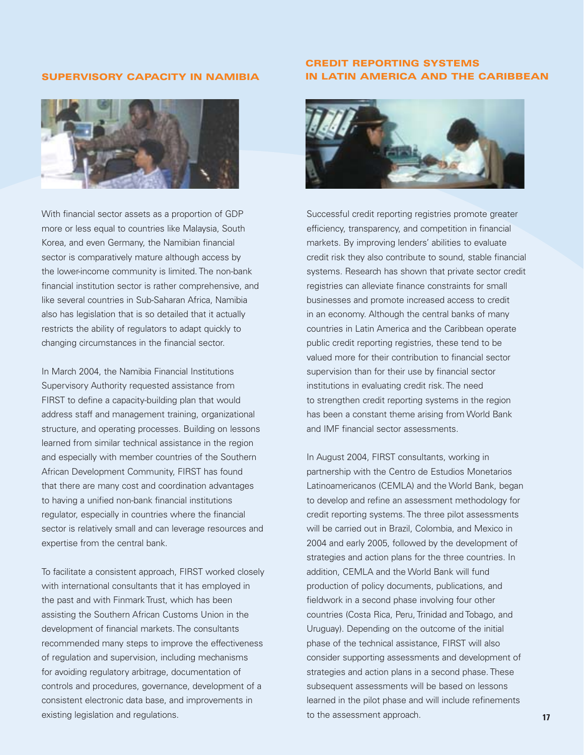## SUPERVISORY CAPACITY IN NAMIBIA

With financial sector assets as a proportion of GDP more or less equal to countries like Malaysia, South Korea, and even Germany, the Namibian financial sector is comparatively mature although access by the lower-income community is limited. The non-bank financial institution sector is rather comprehensive, and like several countries in Sub-Saharan Africa, Namibia also has legislation that is so detailed that it actually restricts the ability of regulators to adapt quickly to changing circumstances in the financial sector.

In March 2004, the Namibia Financial Institutions Supervisory Authority requested assistance from FIRST to define a capacity-building plan that would address staff and management training, organizational structure, and operating processes. Building on lessons learned from similar technical assistance in the region and especially with member countries of the Southern African Development Community, FIRST has found that there are many cost and coordination advantages to having a unified non-bank financial institutions regulator, especially in countries where the financial sector is relatively small and can leverage resources and expertise from the central bank.

To facilitate a consistent approach, FIRST worked closely with international consultants that it has employed in the past and with Finmark Trust, which has been assisting the Southern African Customs Union in the development of financial markets. The consultants recommended many steps to improve the effectiveness of regulation and supervision, including mechanisms for avoiding regulatory arbitrage, documentation of controls and procedures, governance, development of a consistent electronic data base, and improvements in existing legislation and regulations.

## CREDIT REPORTING SYSTEMS IN LATIN AMERICA AND THE CARIBBEAN

Successful credit reporting registries promote greater efficiency, transparency, and competition in financial markets. By improving lenders' abilities to evaluate credit risk they also contribute to sound, stable financial systems. Research has shown that private sector credit registries can alleviate finance constraints for small businesses and promote increased access to credit in an economy. Although the central banks of many countries in Latin America and the Caribbean operate public credit reporting registries, these tend to be valued more for their contribution to financial sector supervision than for their use by financial sector institutions in evaluating credit risk. The need to strengthen credit reporting systems in the region has been a constant theme arising from World Bank and IMF financial sector assessments.

In August 2004, FIRST consultants, working in partnership with the Centro de Estudios Monetarios Latinoamericanos (CEMLA) and the World Bank, began to develop and refine an assessment methodology for credit reporting systems. The three pilot assessments will be carried out in Brazil, Colombia, and Mexico in 2004 and early 2005, followed by the development of strategies and action plans for the three countries. In addition, CEMLA and the World Bank will fund production of policy documents, publications, and fieldwork in a second phase involving four other countries (Costa Rica, Peru, Trinidad and Tobago, and Uruguay). Depending on the outcome of the initial phase of the technical assistance, FIRST will also consider supporting assessments and development of strategies and action plans in a second phase. These subsequent assessments will be based on lessons learned in the pilot phase and will include refinements to the assessment approach.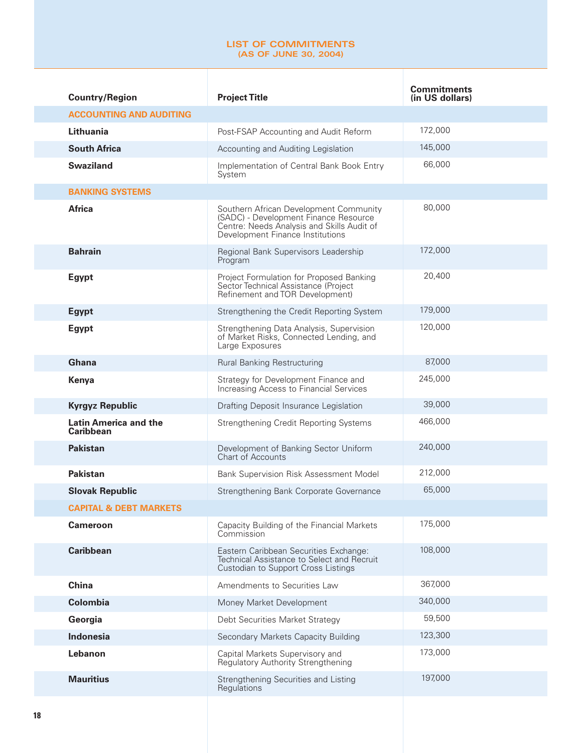## LIST OF COMMITMENTS
### (AS OF JUNE 30, 2004)

| Country/Region | Project Title | Commitments (in US dollars) |
|---|---|---|
| **ACCOUNTING AND AUDITING** | | |
| **Lithuania** | Post-FSAP Accounting and Audit Reform | 172,000 |
| **South Africa** | Accounting and Auditing Legislation | 145,000 |
| **Swaziland** | Implementation of Central Bank Book Entry System | 66,000 |
| **BANKING SYSTEMS** | | |
| **Africa** | Southern African Development Community (SADC) - Development Finance Resource Centre: Needs Analysis and Skills Audit of Development Finance Institutions | 80,000 |
| **Bahrain** | Regional Bank Supervisors Leadership Program | 172,000 |
| **Egypt** | Project Formulation for Proposed Banking Sector Technical Assistance (Project Refinement and TOR Development) | 20,400 |
| **Egypt** | Strengthening the Credit Reporting System | 179,000 |
| **Egypt** | Strengthening Data Analysis, Supervision of Market Risks, Connected Lending, and Large Exposures | 120,000 |
| **Ghana** | Rural Banking Restructuring | 87,000 |
| **Kenya** | Strategy for Development Finance and Increasing Access to Financial Services | 245,000 |
| **Kyrgyz Republic** | Drafting Deposit Insurance Legislation | 39,000 |
| **Latin America and the Caribbean** | Strengthening Credit Reporting Systems | 466,000 |
| **Pakistan** | Development of Banking Sector Uniform Chart of Accounts | 240,000 |
| **Pakistan** | Bank Supervision Risk Assessment Model | 212,000 |
| **Slovak Republic** | Strengthening Bank Corporate Governance | 65,000 |
| **CAPITAL & DEBT MARKETS** | | |
| **Cameroon** | Capacity Building of the Financial Markets Commission | 175,000 |
| **Caribbean** | Eastern Caribbean Securities Exchange: Technical Assistance to Select and Recruit Custodian to Support Cross Listings | 108,000 |
| **China** | Amendments to Securities Law | 367,000 |
| **Colombia** | Money Market Development | 340,000 |
| **Georgia** | Debt Securities Market Strategy | 59,500 |
| **Indonesia** | Secondary Markets Capacity Building | 123,300 |
| **Lebanon** | Capital Markets Supervisory and Regulatory Authority Strengthening | 173,000 |
| **Mauritius** | Strengthening Securities and Listing Regulations | 197,000 |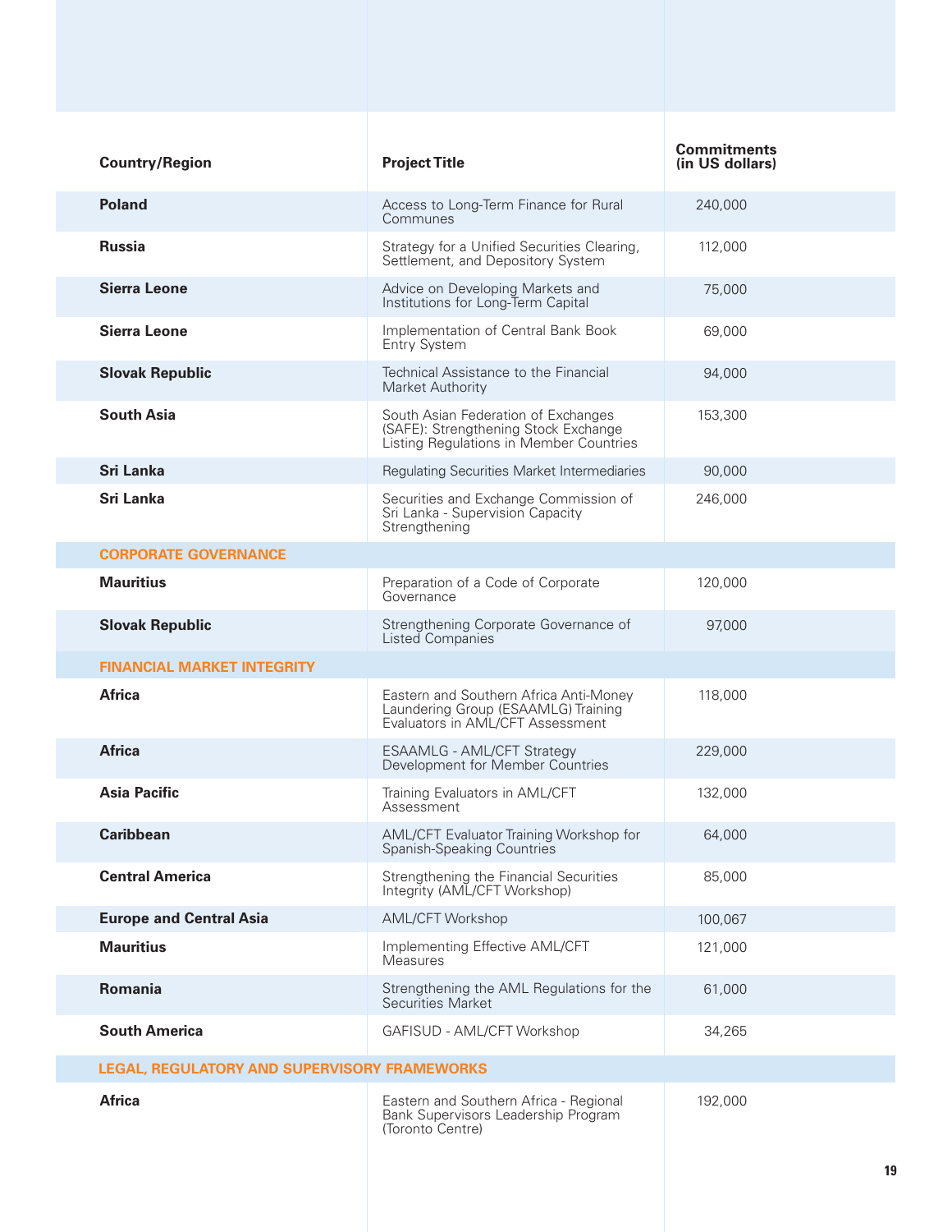| Country/Region | Project Title | Commitments (in US dollars) |
|---|---|---|
| **Poland** | Access to Long-Term Finance for Rural Communes | 240,000 |
| **Russia** | Strategy for a Unified Securities Clearing, Settlement, and Depository System | 112,000 |
| **Sierra Leone** | Advice on Developing Markets and Institutions for Long-Term Capital | 75,000 |
| **Sierra Leone** | Implementation of Central Bank Book Entry System | 69,000 |
| **Slovak Republic** | Technical Assistance to the Financial Market Authority | 94,000 |
| **South Asia** | South Asian Federation of Exchanges (SAFE): Strengthening Stock Exchange Listing Regulations in Member Countries | 153,300 |
| **Sri Lanka** | Regulating Securities Market Intermediaries | 90,000 |
| **Sri Lanka** | Securities and Exchange Commission of Sri Lanka - Supervision Capacity Strengthening | 246,000 |
| **CORPORATE GOVERNANCE** | | |
| **Mauritius** | Preparation of a Code of Corporate Governance | 120,000 |
| **Slovak Republic** | Strengthening Corporate Governance of Listed Companies | 97,000 |
| **FINANCIAL MARKET INTEGRITY** | | |
| **Africa** | Eastern and Southern Africa Anti-Money Laundering Group (ESAAMLG) Training Evaluators in AML/CFT Assessment | 118,000 |
| **Africa** | ESAAMLG - AML/CFT Strategy Development for Member Countries | 229,000 |
| **Asia Pacific** | Training Evaluators in AML/CFT Assessment | 132,000 |
| **Caribbean** | AML/CFT Evaluator Training Workshop for Spanish-Speaking Countries | 64,000 |
| **Central America** | Strengthening the Financial Securities Integrity (AML/CFT Workshop) | 85,000 |
| **Europe and Central Asia** | AML/CFT Workshop | 100,067 |
| **Mauritius** | Implementing Effective AML/CFT Measures | 121,000 |
| **Romania** | Strengthening the AML Regulations for the Securities Market | 61,000 |
| **South America** | GAFISUD - AML/CFT Workshop | 34,265 |
| **LEGAL, REGULATORY AND SUPERVISORY FRAMEWORKS** | | |
| **Africa** | Eastern and Southern Africa - Regional Bank Supervisors Leadership Program (Toronto Centre) | 192,000 |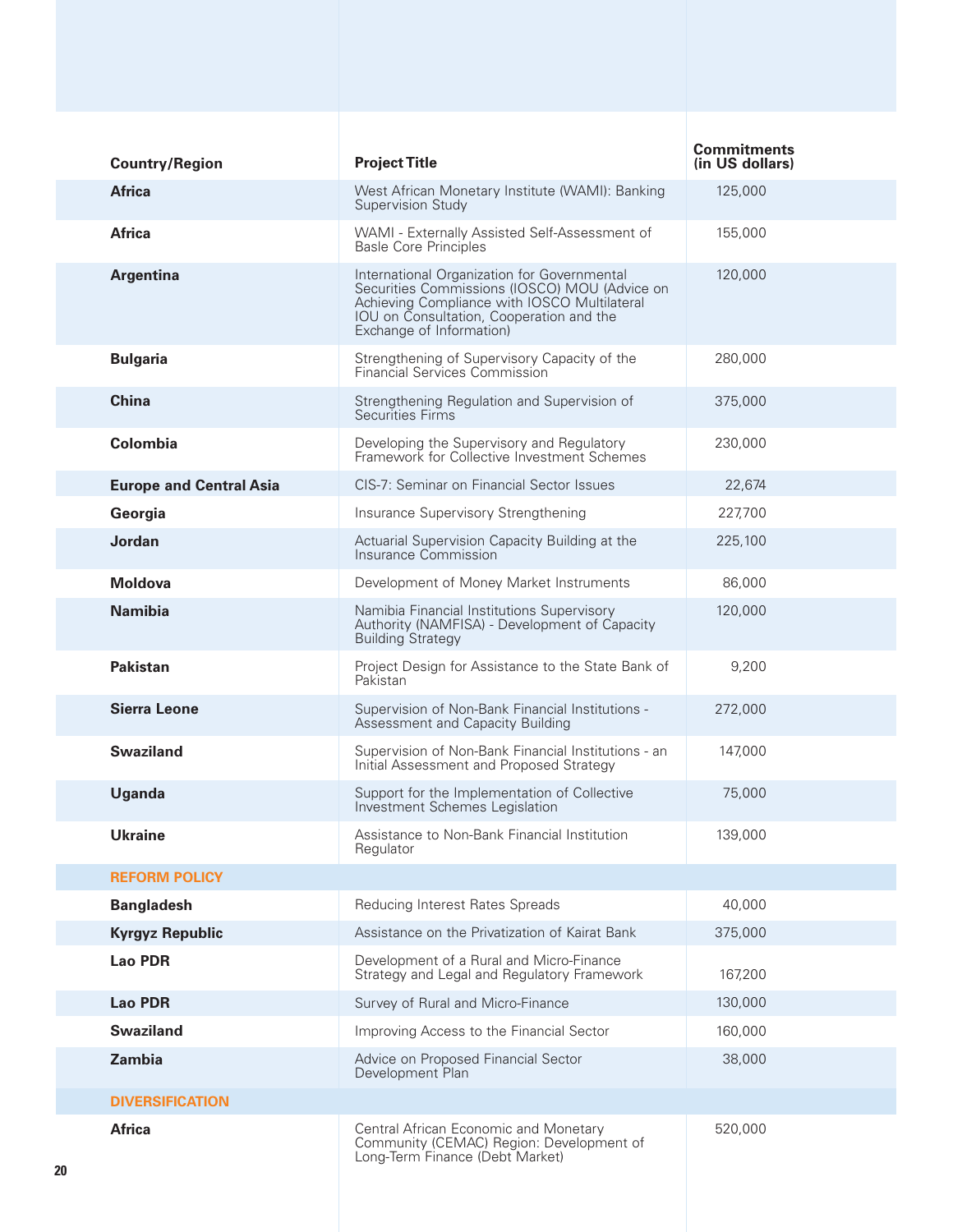| Country/Region | Project Title | Commitments (in US dollars) |
|---|---|---|
| **Africa** | West African Monetary Institute (WAMI): Banking Supervision Study | 125,000 |
| **Africa** | WAMI - Externally Assisted Self-Assessment of Basle Core Principles | 155,000 |
| **Argentina** | International Organization for Governmental Securities Commissions (IOSCO) MOU (Advice on Achieving Compliance with IOSCO Multilateral IOU on Consultation, Cooperation and the Exchange of Information) | 120,000 |
| **Bulgaria** | Strengthening of Supervisory Capacity of the Financial Services Commission | 280,000 |
| **China** | Strengthening Regulation and Supervision of Securities Firms | 375,000 |
| **Colombia** | Developing the Supervisory and Regulatory Framework for Collective Investment Schemes | 230,000 |
| **Europe and Central Asia** | CIS-7: Seminar on Financial Sector Issues | 22,674 |
| **Georgia** | Insurance Supervisory Strengthening | 227,700 |
| **Jordan** | Actuarial Supervision Capacity Building at the Insurance Commission | 225,100 |
| **Moldova** | Development of Money Market Instruments | 86,000 |
| **Namibia** | Namibia Financial Institutions Supervisory Authority (NAMFISA) - Development of Capacity Building Strategy | 120,000 |
| **Pakistan** | Project Design for Assistance to the State Bank of Pakistan | 9,200 |
| **Sierra Leone** | Supervision of Non-Bank Financial Institutions - Assessment and Capacity Building | 272,000 |
| **Swaziland** | Supervision of Non-Bank Financial Institutions - an Initial Assessment and Proposed Strategy | 147,000 |
| **Uganda** | Support for the Implementation of Collective Investment Schemes Legislation | 75,000 |
| **Ukraine** | Assistance to Non-Bank Financial Institution Regulator | 139,000 |
| **REFORM POLICY** | | |
| **Bangladesh** | Reducing Interest Rates Spreads | 40,000 |
| **Kyrgyz Republic** | Assistance on the Privatization of Kairat Bank | 375,000 |
| **Lao PDR** | Development of a Rural and Micro-Finance Strategy and Legal and Regulatory Framework | 167,200 |
| **Lao PDR** | Survey of Rural and Micro-Finance | 130,000 |
| **Swaziland** | Improving Access to the Financial Sector | 160,000 |
| **Zambia** | Advice on Proposed Financial Sector Development Plan | 38,000 |
| **DIVERSIFICATION** | | |
| **Africa** | Central African Economic and Monetary Community (CEMAC) Region: Development of Long-Term Finance (Debt Market) | 520,000 |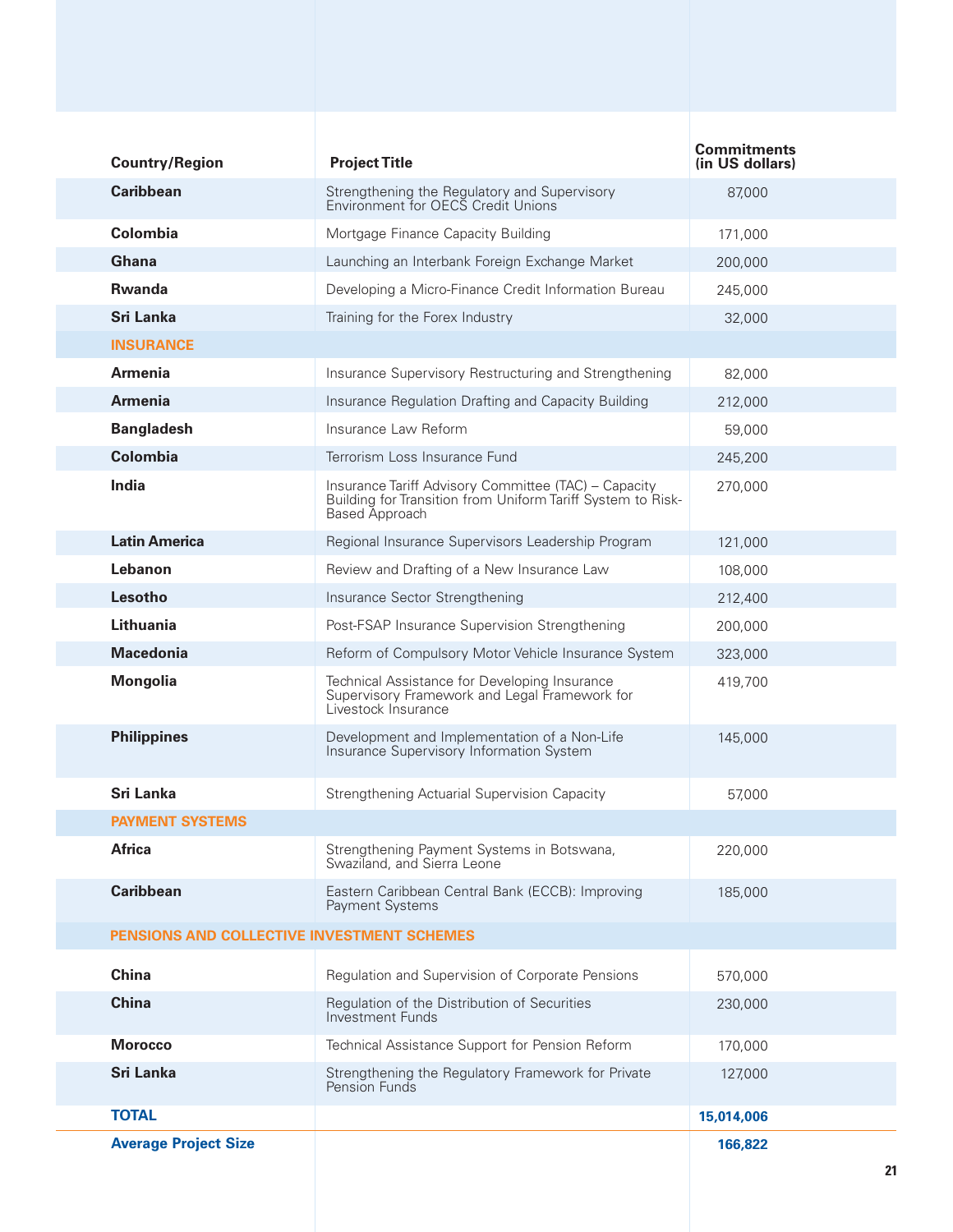| Country/Region | Project Title | Commitments (in US dollars) |
|---|---|---|
| **Caribbean** | Strengthening the Regulatory and Supervisory Environment for OECS Credit Unions | 87,000 |
| **Colombia** | Mortgage Finance Capacity Building | 171,000 |
| **Ghana** | Launching an Interbank Foreign Exchange Market | 200,000 |
| **Rwanda** | Developing a Micro-Finance Credit Information Bureau | 245,000 |
| **Sri Lanka** | Training for the Forex Industry | 32,000 |
| **INSURANCE** | | |
| **Armenia** | Insurance Supervisory Restructuring and Strengthening | 82,000 |
| **Armenia** | Insurance Regulation Drafting and Capacity Building | 212,000 |
| **Bangladesh** | Insurance Law Reform | 59,000 |
| **Colombia** | Terrorism Loss Insurance Fund | 245,200 |
| **India** | Insurance Tariff Advisory Committee (TAC) – Capacity Building for Transition from Uniform Tariff System to Risk-Based Approach | 270,000 |
| **Latin America** | Regional Insurance Supervisors Leadership Program | 121,000 |
| **Lebanon** | Review and Drafting of a New Insurance Law | 108,000 |
| **Lesotho** | Insurance Sector Strengthening | 212,400 |
| **Lithuania** | Post-FSAP Insurance Supervision Strengthening | 200,000 |
| **Macedonia** | Reform of Compulsory Motor Vehicle Insurance System | 323,000 |
| **Mongolia** | Technical Assistance for Developing Insurance Supervisory Framework and Legal Framework for Livestock Insurance | 419,700 |
| **Philippines** | Development and Implementation of a Non-Life Insurance Supervisory Information System | 145,000 |
| **Sri Lanka** | Strengthening Actuarial Supervision Capacity | 57,000 |
| **PAYMENT SYSTEMS** | | |
| **Africa** | Strengthening Payment Systems in Botswana, Swaziland, and Sierra Leone | 220,000 |
| **Caribbean** | Eastern Caribbean Central Bank (ECCB): Improving Payment Systems | 185,000 |
| **PENSIONS AND COLLECTIVE INVESTMENT SCHEMES** | | |
| **China** | Regulation and Supervision of Corporate Pensions | 570,000 |
| **China** | Regulation of the Distribution of Securities Investment Funds | 230,000 |
| **Morocco** | Technical Assistance Support for Pension Reform | 170,000 |
| **Sri Lanka** | Strengthening the Regulatory Framework for Private Pension Funds | 127,000 |
| **TOTAL** | | **15,014,006** |
| **Average Project Size** | | **166,822** |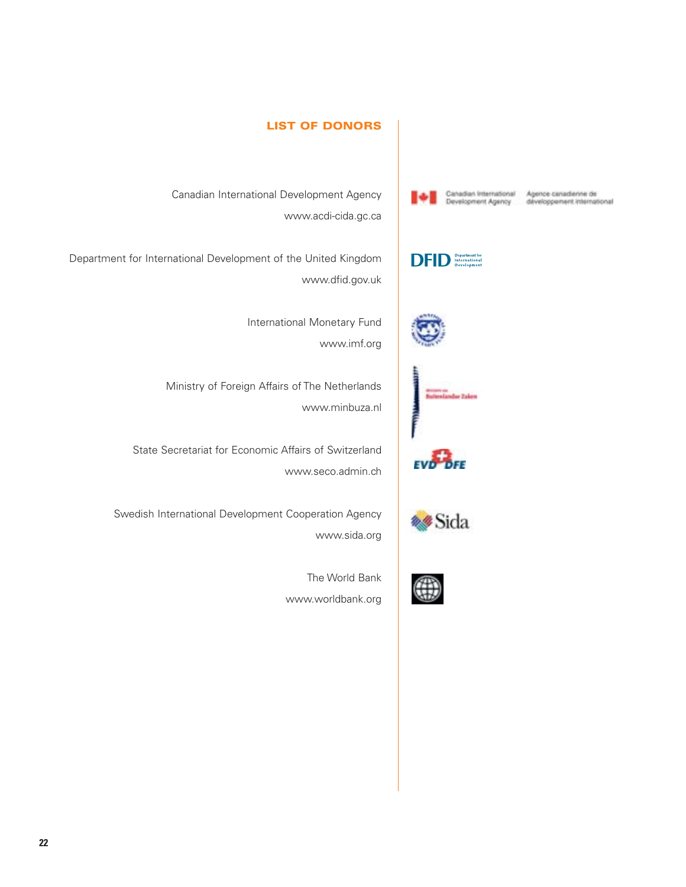## LIST OF DONORS

Canadian International Development Agency
www.acdi-cida.gc.ca

Department for International Development of the United Kingdom
www.dfid.gov.uk

International Monetary Fund
www.imf.org

Ministry of Foreign Affairs of The Netherlands
www.minbuza.nl

State Secretariat for Economic Affairs of Switzerland
www.seco.admin.ch

Swedish International Development Cooperation Agency
www.sida.org

The World Bank
www.worldbank.org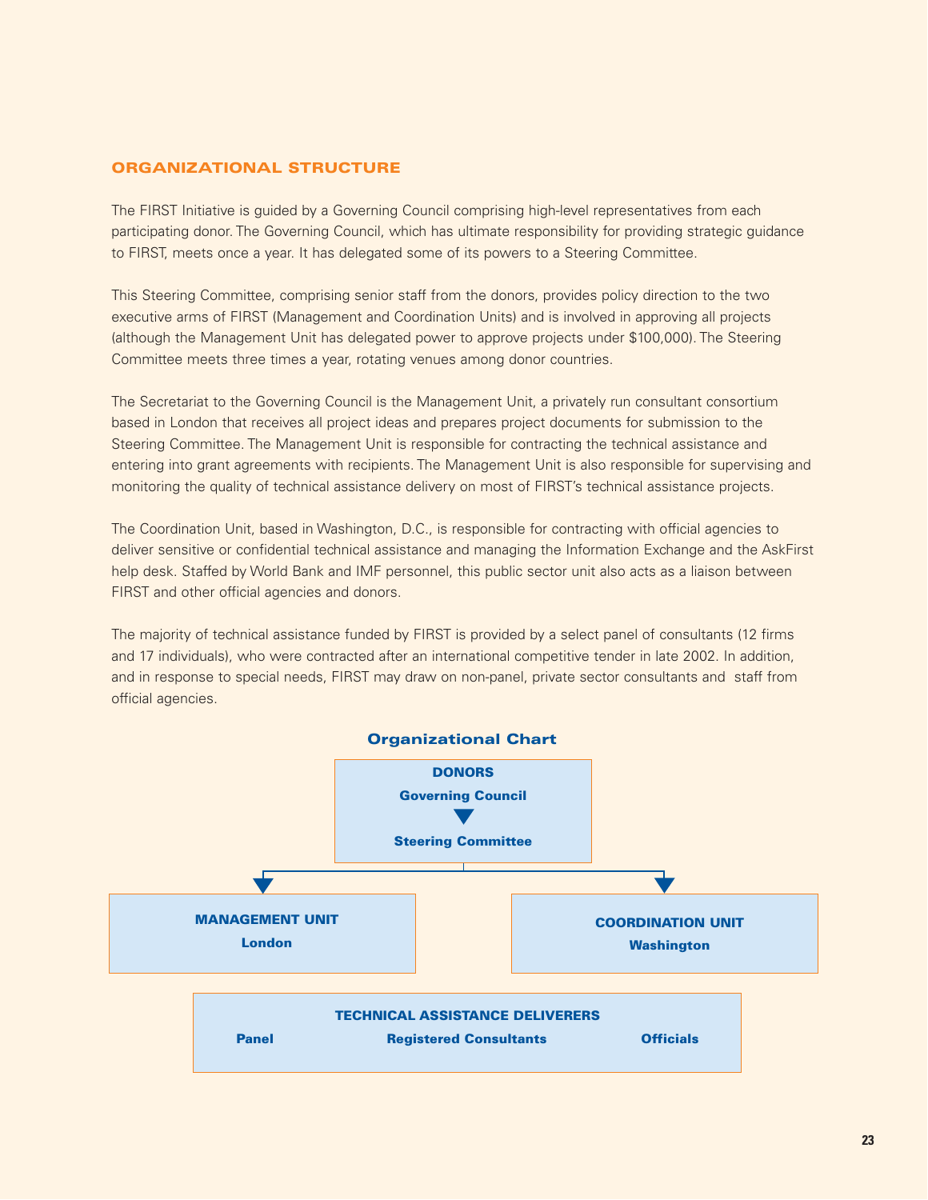## ORGANIZATIONAL STRUCTURE

The FIRST Initiative is guided by a Governing Council comprising high-level representatives from each participating donor. The Governing Council, which has ultimate responsibility for providing strategic guidance to FIRST, meets once a year. It has delegated some of its powers to a Steering Committee.

This Steering Committee, comprising senior staff from the donors, provides policy direction to the two executive arms of FIRST (Management and Coordination Units) and is involved in approving all projects (although the Management Unit has delegated power to approve projects under $100,000). The Steering Committee meets three times a year, rotating venues among donor countries.

The Secretariat to the Governing Council is the Management Unit, a privately run consultant consortium based in London that receives all project ideas and prepares project documents for submission to the Steering Committee. The Management Unit is responsible for contracting the technical assistance and entering into grant agreements with recipients. The Management Unit is also responsible for supervising and monitoring the quality of technical assistance delivery on most of FIRST's technical assistance projects.

The Coordination Unit, based in Washington, D.C., is responsible for contracting with official agencies to deliver sensitive or confidential technical assistance and managing the Information Exchange and the AskFirst help desk. Staffed by World Bank and IMF personnel, this public sector unit also acts as a liaison between FIRST and other official agencies and donors.

The majority of technical assistance funded by FIRST is provided by a select panel of consultants (12 firms and 17 individuals), who were contracted after an international competitive tender in late 2002. In addition, and in response to special needs, FIRST may draw on non-panel, private sector consultants and staff from official agencies.

### Organizational Chart

**DONORS**

**Governing Council**

▼

**Steering Committee**

**MANAGEMENT UNIT**
**London**

**COORDINATION UNIT**
**Washington**

**TECHNICAL ASSISTANCE DELIVERERS**

**Panel** | **Registered Consultants** | **Officials**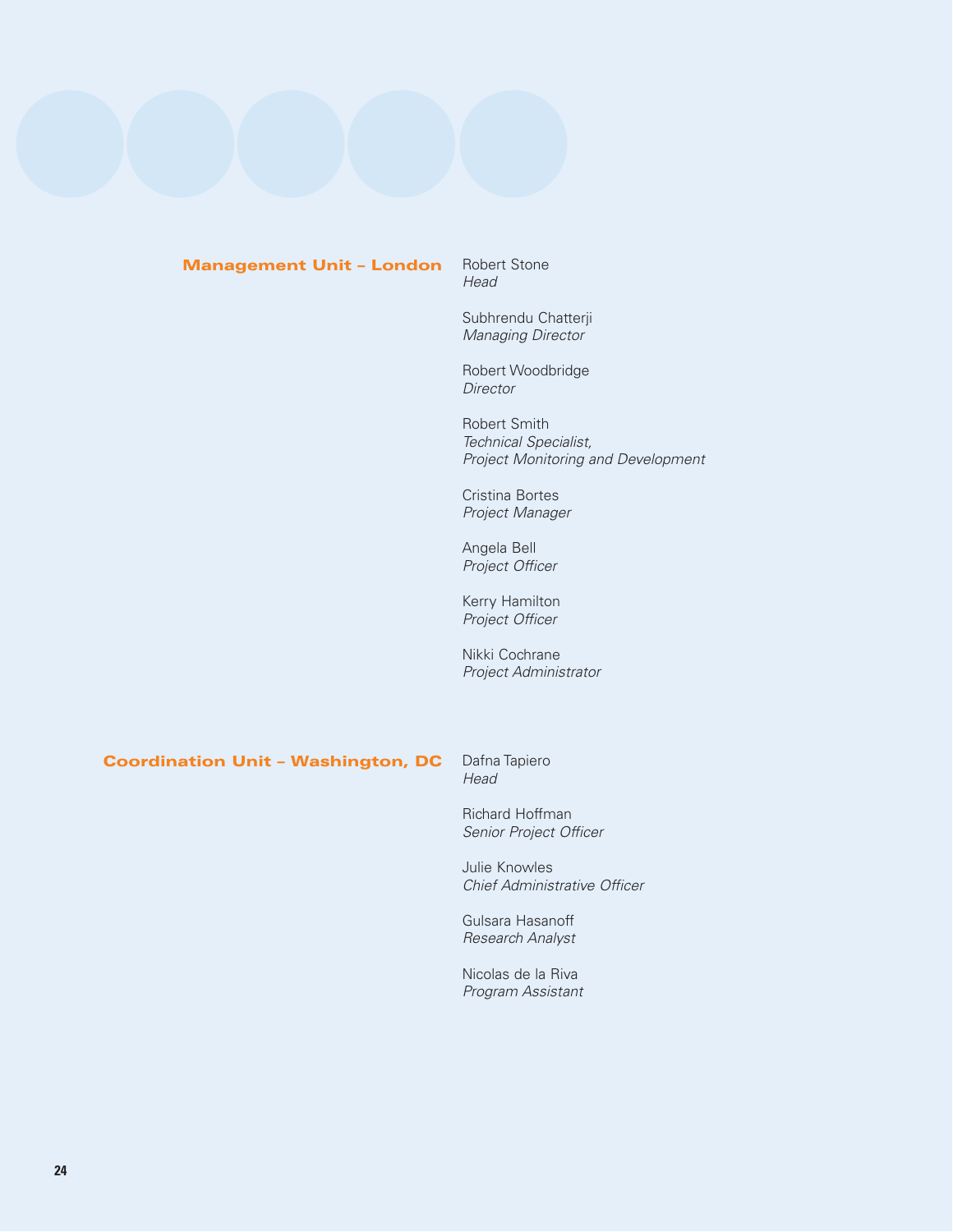## Management Unit – London

Robert Stone
*Head*

Subhrendu Chatterji
*Managing Director*

Robert Woodbridge
*Director*

Robert Smith
*Technical Specialist,*
*Project Monitoring and Development*

Cristina Bortes
*Project Manager*

Angela Bell
*Project Officer*

Kerry Hamilton
*Project Officer*

Nikki Cochrane
*Project Administrator*

## Coordination Unit – Washington, DC

Dafna Tapiero
*Head*

Richard Hoffman
*Senior Project Officer*

Julie Knowles
*Chief Administrative Officer*

Gulsara Hasanoff
*Research Analyst*

Nicolas de la Riva
*Program Assistant*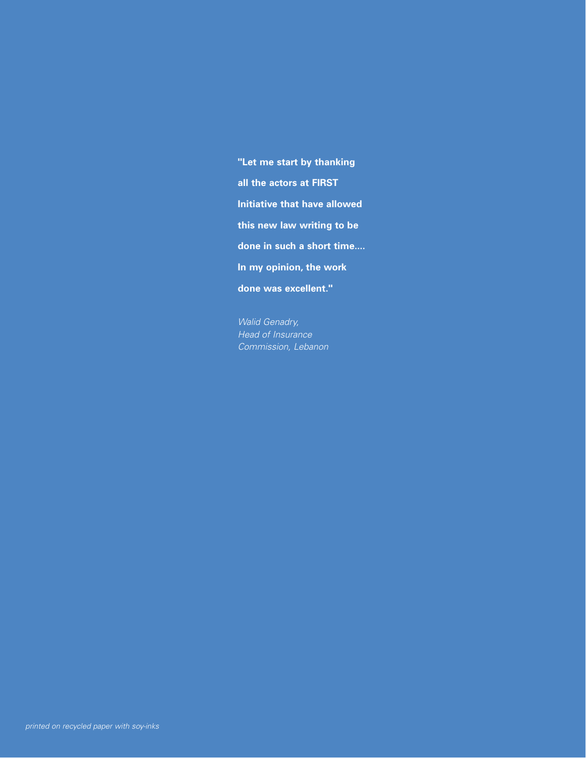**"Let me start by thanking all the actors at FIRST Initiative that have allowed this new law writing to be done in such a short time.... In my opinion, the work done was excellent."**

*Walid Genadry,*
*Head of Insurance*
*Commission, Lebanon*

*printed on recycled paper with soy-inks*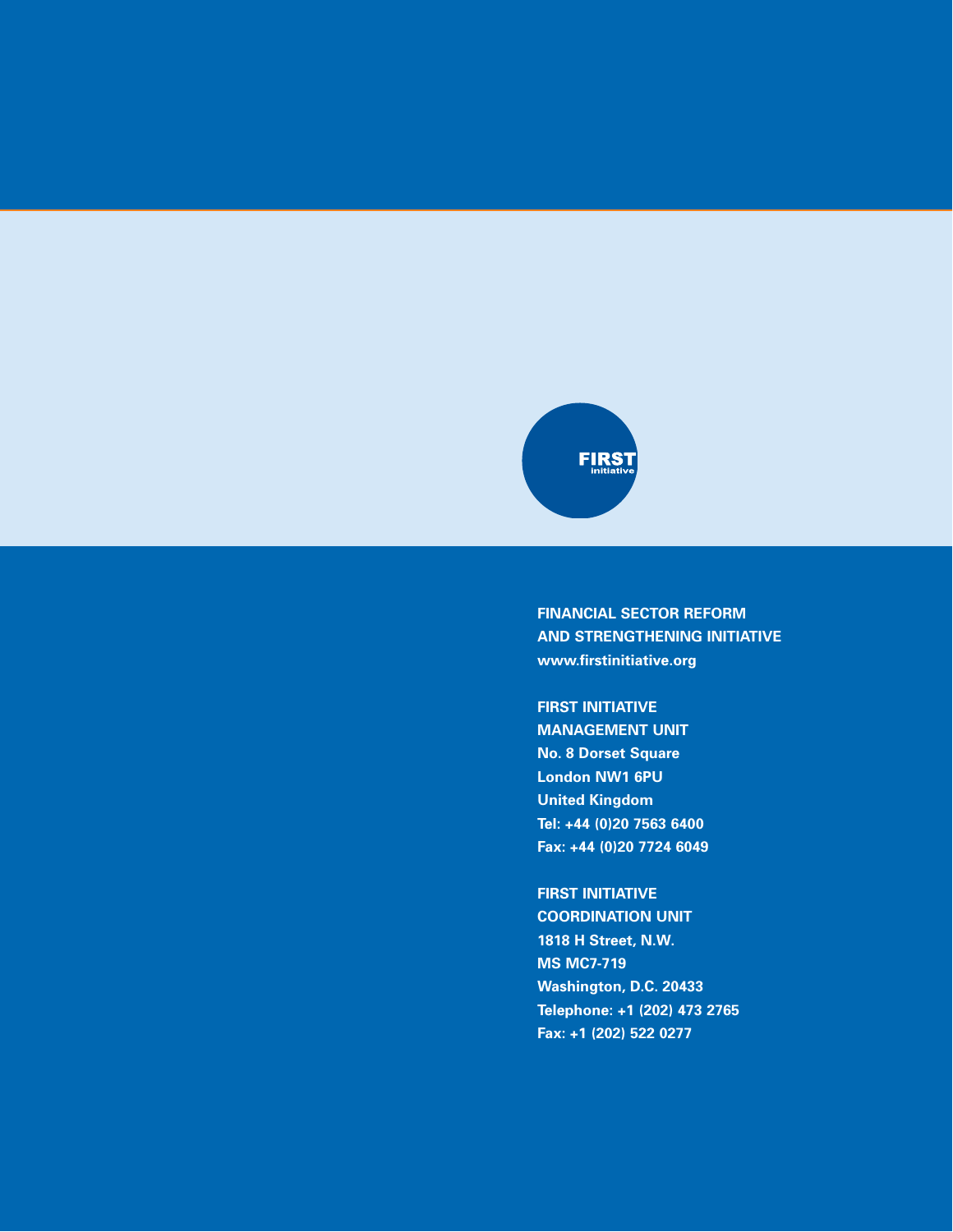FIRST
initiative

**FINANCIAL SECTOR REFORM
AND STRENGTHENING INITIATIVE**
**www.firstinitiative.org**

**FIRST INITIATIVE
MANAGEMENT UNIT**
**No. 8 Dorset Square**
**London NW1 6PU**
**United Kingdom**
**Tel: +44 (0)20 7563 6400**
**Fax: +44 (0)20 7724 6049**

**FIRST INITIATIVE
COORDINATION UNIT**
**1818 H Street, N.W.**
**MS MC7-719**
**Washington, D.C. 20433**
**Telephone: +1 (202) 473 2765**
**Fax: +1 (202) 522 0277**